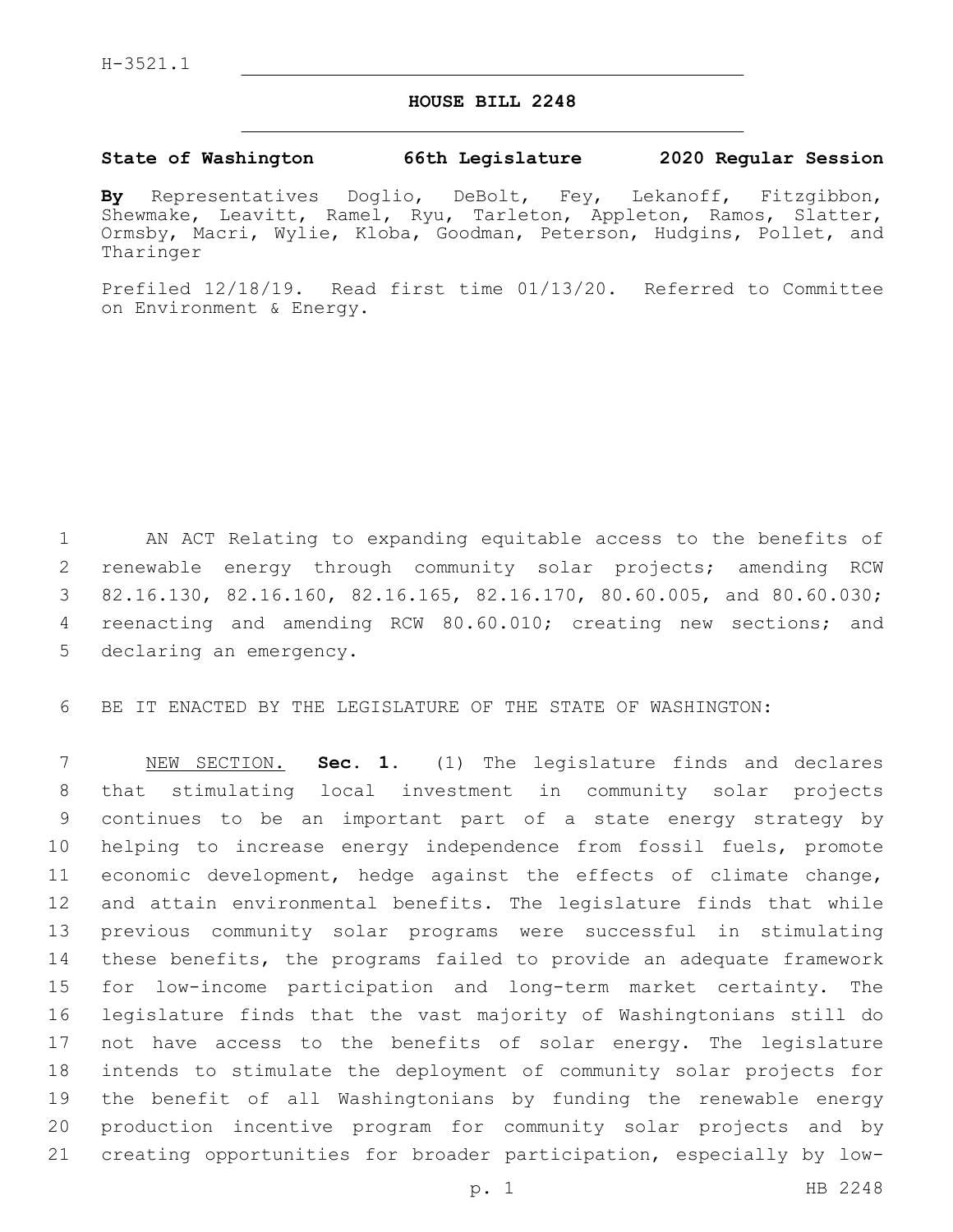H-3521.1

# HOUSE BILL 2248

**State of Washington 66th Legislature 2020 Regular Session**

**By** Representatives Doglio, DeBolt, Fey, Lekanoff, Fitzgibbon, Shewmake, Leavitt, Ramel, Ryu, Tarleton, Appleton, Ramos, Slatter, Ormsby, Macri, Wylie, Kloba, Goodman, Peterson, Hudgins, Pollet, and Tharinger

Prefiled 12/18/19. Read first time 01/13/20. Referred to Committee on Environment & Energy.

AN ACT Relating to expanding equitable access to the benefits of renewable energy through community solar projects; amending RCW 82.16.130, 82.16.160, 82.16.165, 82.16.170, 80.60.005, and 80.60.030; reenacting and amending RCW 80.60.010; creating new sections; and declaring an emergency.

BE IT ENACTED BY THE LEGISLATURE OF THE STATE OF WASHINGTON:

NEW SECTION. **Sec. 1.** (1) The legislature finds and declares that stimulating local investment in community solar projects continues to be an important part of a state energy strategy by helping to increase energy independence from fossil fuels, promote economic development, hedge against the effects of climate change, and attain environmental benefits. The legislature finds that while previous community solar programs were successful in stimulating these benefits, the programs failed to provide an adequate framework for low-income participation and long-term market certainty. The legislature finds that the vast majority of Washingtonians still do not have access to the benefits of solar energy. The legislature intends to stimulate the deployment of community solar projects for the benefit of all Washingtonians by funding the renewable energy production incentive program for community solar projects and by creating opportunities for broader participation, especially by low-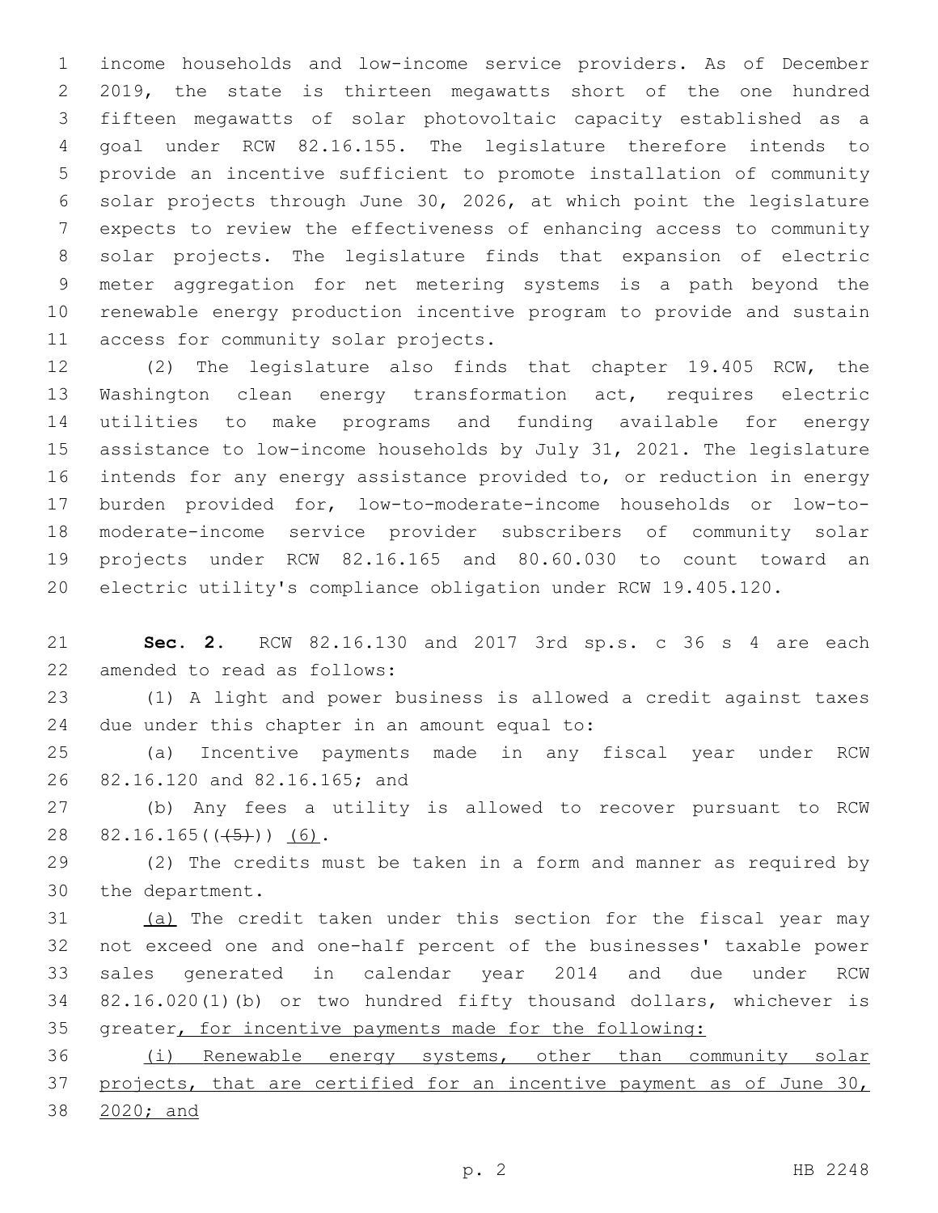income households and low-income service providers. As of December 2019, the state is thirteen megawatts short of the one hundred fifteen megawatts of solar photovoltaic capacity established as a goal under RCW 82.16.155. The legislature therefore intends to provide an incentive sufficient to promote installation of community solar projects through June 30, 2026, at which point the legislature expects to review the effectiveness of enhancing access to community solar projects. The legislature finds that expansion of electric meter aggregation for net metering systems is a path beyond the renewable energy production incentive program to provide and sustain access for community solar projects.

(2) The legislature also finds that chapter 19.405 RCW, the Washington clean energy transformation act, requires electric utilities to make programs and funding available for energy assistance to low-income households by July 31, 2021. The legislature intends for any energy assistance provided to, or reduction in energy burden provided for, low-to-moderate-income households or low-to-moderate-income service provider subscribers of community solar projects under RCW 82.16.165 and 80.60.030 to count toward an electric utility's compliance obligation under RCW 19.405.120.

**Sec. 2.** RCW 82.16.130 and 2017 3rd sp.s. c 36 s 4 are each amended to read as follows:

(1) A light and power business is allowed a credit against taxes due under this chapter in an amount equal to:

(a) Incentive payments made in any fiscal year under RCW 82.16.120 and 82.16.165; and

(b) Any fees a utility is allowed to recover pursuant to RCW 82.16.165(((5))) (6).

(2) The credits must be taken in a form and manner as required by the department.

(a) The credit taken under this section for the fiscal year may not exceed one and one-half percent of the businesses' taxable power sales generated in calendar year 2014 and due under RCW 82.16.020(1)(b) or two hundred fifty thousand dollars, whichever is greater, for incentive payments made for the following:

(i) Renewable energy systems, other than community solar projects, that are certified for an incentive payment as of June 30, 2020; and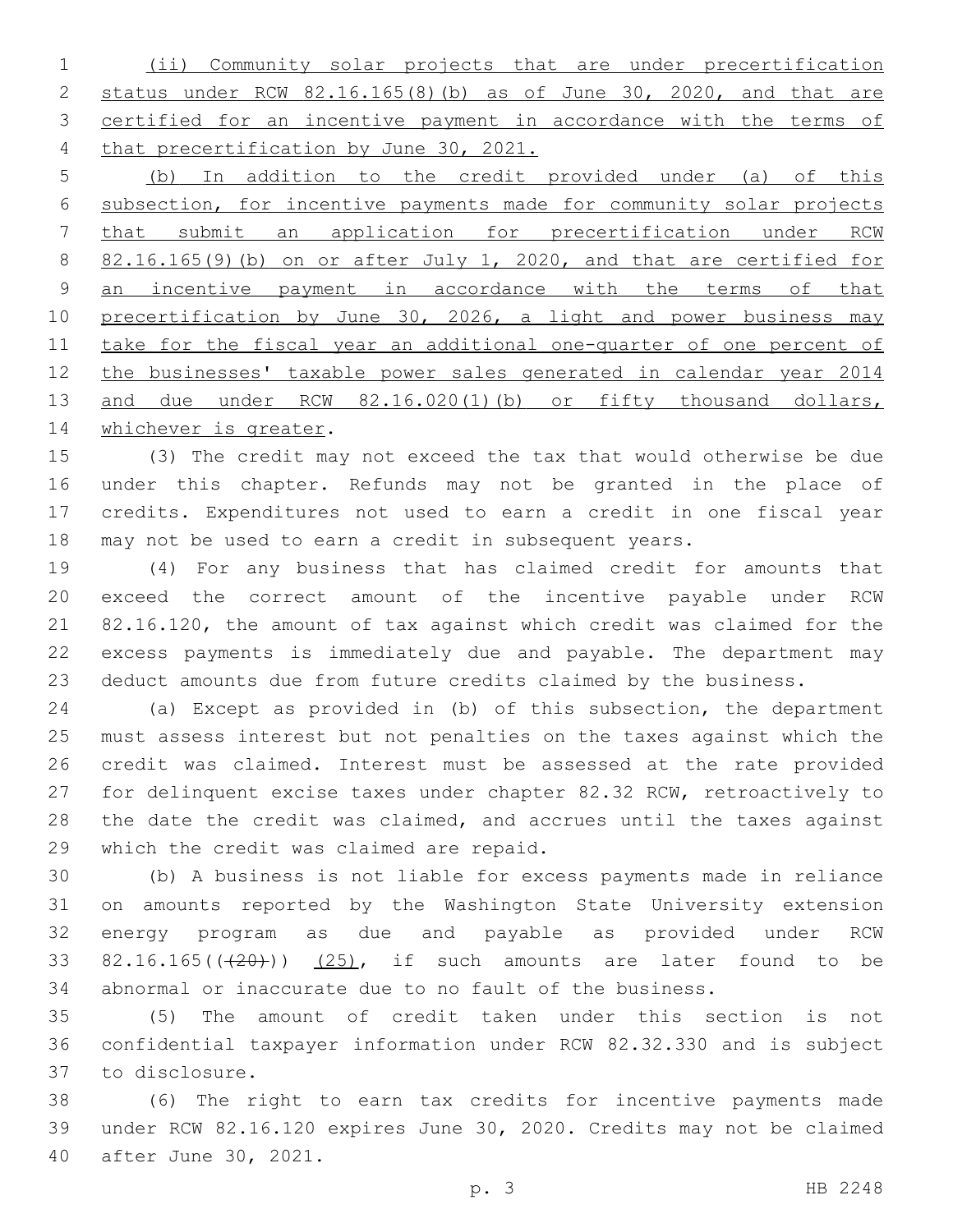(ii) Community solar projects that are under precertification status under RCW 82.16.165(8)(b) as of June 30, 2020, and that are certified for an incentive payment in accordance with the terms of that precertification by June 30, 2021.

(b) In addition to the credit provided under (a) of this subsection, for incentive payments made for community solar projects that submit an application for precertification under RCW 82.16.165(9)(b) on or after July 1, 2020, and that are certified for an incentive payment in accordance with the terms of that precertification by June 30, 2026, a light and power business may take for the fiscal year an additional one-quarter of one percent of the businesses' taxable power sales generated in calendar year 2014 and due under RCW 82.16.020(1)(b) or fifty thousand dollars, whichever is greater.

(3) The credit may not exceed the tax that would otherwise be due under this chapter. Refunds may not be granted in the place of credits. Expenditures not used to earn a credit in one fiscal year may not be used to earn a credit in subsequent years.

(4) For any business that has claimed credit for amounts that exceed the correct amount of the incentive payable under RCW 82.16.120, the amount of tax against which credit was claimed for the excess payments is immediately due and payable. The department may deduct amounts due from future credits claimed by the business.

(a) Except as provided in (b) of this subsection, the department must assess interest but not penalties on the taxes against which the credit was claimed. Interest must be assessed at the rate provided for delinquent excise taxes under chapter 82.32 RCW, retroactively to the date the credit was claimed, and accrues until the taxes against which the credit was claimed are repaid.

(b) A business is not liable for excess payments made in reliance on amounts reported by the Washington State University extension energy program as due and payable as provided under RCW 82.16.165((~~(20)~~)) (25), if such amounts are later found to be abnormal or inaccurate due to no fault of the business.

(5) The amount of credit taken under this section is not confidential taxpayer information under RCW 82.32.330 and is subject to disclosure.

(6) The right to earn tax credits for incentive payments made under RCW 82.16.120 expires June 30, 2020. Credits may not be claimed after June 30, 2021.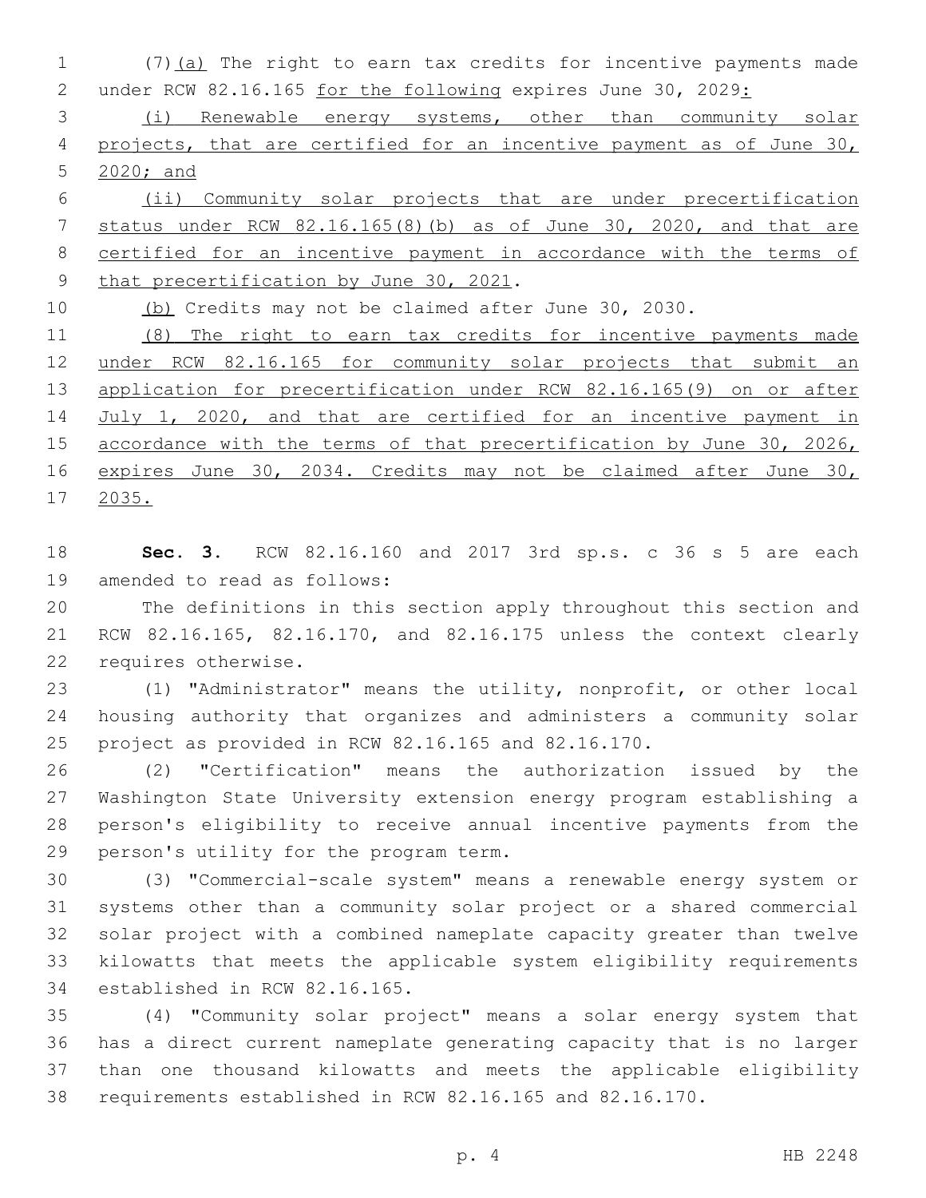(7)(a) The right to earn tax credits for incentive payments made under RCW 82.16.165 for the following expires June 30, 2029:

(i) Renewable energy systems, other than community solar projects, that are certified for an incentive payment as of June 30, 2020; and

(ii) Community solar projects that are under precertification status under RCW 82.16.165(8)(b) as of June 30, 2020, and that are certified for an incentive payment in accordance with the terms of that precertification by June 30, 2021.

(b) Credits may not be claimed after June 30, 2030.

(8) The right to earn tax credits for incentive payments made under RCW 82.16.165 for community solar projects that submit an application for precertification under RCW 82.16.165(9) on or after July 1, 2020, and that are certified for an incentive payment in accordance with the terms of that precertification by June 30, 2026, expires June 30, 2034. Credits may not be claimed after June 30, 2035.

**Sec. 3.** RCW 82.16.160 and 2017 3rd sp.s. c 36 s 5 are each amended to read as follows:

The definitions in this section apply throughout this section and RCW 82.16.165, 82.16.170, and 82.16.175 unless the context clearly requires otherwise.

(1) "Administrator" means the utility, nonprofit, or other local housing authority that organizes and administers a community solar project as provided in RCW 82.16.165 and 82.16.170.

(2) "Certification" means the authorization issued by the Washington State University extension energy program establishing a person's eligibility to receive annual incentive payments from the person's utility for the program term.

(3) "Commercial-scale system" means a renewable energy system or systems other than a community solar project or a shared commercial solar project with a combined nameplate capacity greater than twelve kilowatts that meets the applicable system eligibility requirements established in RCW 82.16.165.

(4) "Community solar project" means a solar energy system that has a direct current nameplate generating capacity that is no larger than one thousand kilowatts and meets the applicable eligibility requirements established in RCW 82.16.165 and 82.16.170.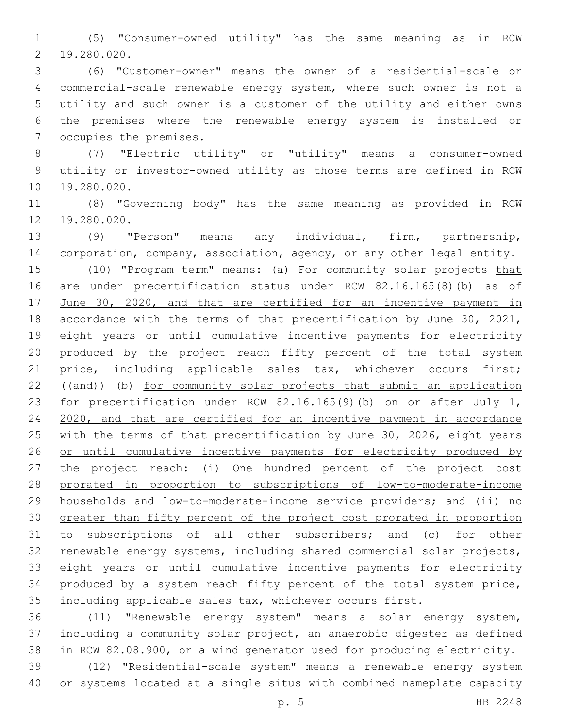(5) "Consumer-owned utility" has the same meaning as in RCW 19.280.020.

(6) "Customer-owner" means the owner of a residential-scale or commercial-scale renewable energy system, where such owner is not a utility and such owner is a customer of the utility and either owns the premises where the renewable energy system is installed or occupies the premises.

(7) "Electric utility" or "utility" means a consumer-owned utility or investor-owned utility as those terms are defined in RCW 19.280.020.

(8) "Governing body" has the same meaning as provided in RCW 19.280.020.

(9) "Person" means any individual, firm, partnership, corporation, company, association, agency, or any other legal entity.

(10) "Program term" means: (a) For community solar projects <u>that are under precertification status under RCW 82.16.165(8)(b) as of June 30, 2020, and that are certified for an incentive payment in accordance with the terms of that precertification by June 30, 2021</u>, eight years or until cumulative incentive payments for electricity produced by the project reach fifty percent of the total system price, including applicable sales tax, whichever occurs first; ((~~and~~)) (b) <u>for community solar projects that submit an application for precertification under RCW 82.16.165(9)(b) on or after July 1, 2020, and that are certified for an incentive payment in accordance with the terms of that precertification by June 30, 2026, eight years or until cumulative incentive payments for electricity produced by the project reach: (i) One hundred percent of the project cost prorated in proportion to subscriptions of low-to-moderate-income households and low-to-moderate-income service providers; and (ii) no greater than fifty percent of the project cost prorated in proportion to subscriptions of all other subscribers; and (c)</u> for other renewable energy systems, including shared commercial solar projects, eight years or until cumulative incentive payments for electricity produced by a system reach fifty percent of the total system price, including applicable sales tax, whichever occurs first.

(11) "Renewable energy system" means a solar energy system, including a community solar project, an anaerobic digester as defined in RCW 82.08.900, or a wind generator used for producing electricity.

(12) "Residential-scale system" means a renewable energy system or systems located at a single situs with combined nameplate capacity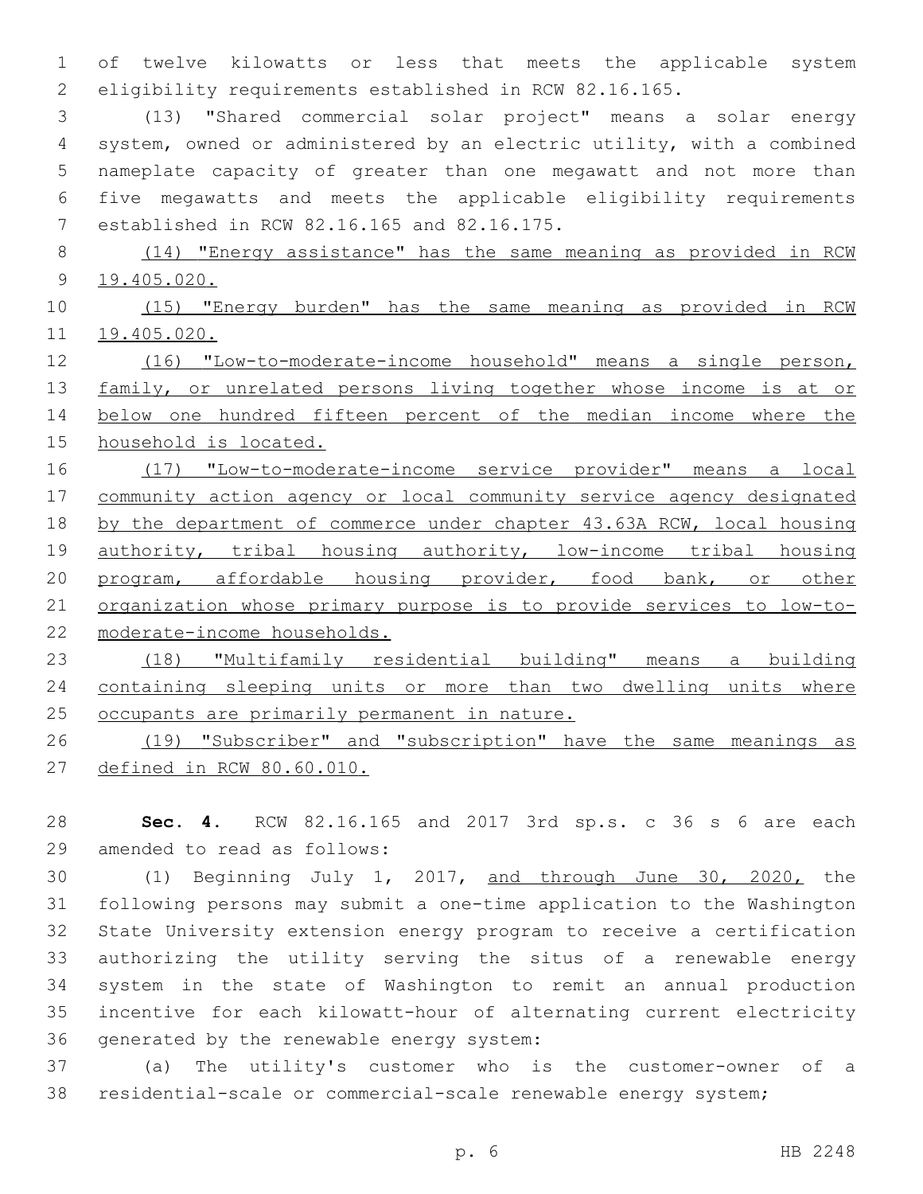of twelve kilowatts or less that meets the applicable system eligibility requirements established in RCW 82.16.165.

(13) "Shared commercial solar project" means a solar energy system, owned or administered by an electric utility, with a combined nameplate capacity of greater than one megawatt and not more than five megawatts and meets the applicable eligibility requirements established in RCW 82.16.165 and 82.16.175.

(14) "Energy assistance" has the same meaning as provided in RCW 19.405.020.

(15) "Energy burden" has the same meaning as provided in RCW 19.405.020.

(16) "Low-to-moderate-income household" means a single person, family, or unrelated persons living together whose income is at or below one hundred fifteen percent of the median income where the household is located.

(17) "Low-to-moderate-income service provider" means a local community action agency or local community service agency designated by the department of commerce under chapter 43.63A RCW, local housing authority, tribal housing authority, low-income tribal housing program, affordable housing provider, food bank, or other organization whose primary purpose is to provide services to low-to-moderate-income households.

(18) "Multifamily residential building" means a building containing sleeping units or more than two dwelling units where occupants are primarily permanent in nature.

(19) "Subscriber" and "subscription" have the same meanings as defined in RCW 80.60.010.

**Sec. 4.** RCW 82.16.165 and 2017 3rd sp.s. c 36 s 6 are each amended to read as follows:

(1) Beginning July 1, 2017, and through June 30, 2020, the following persons may submit a one-time application to the Washington State University extension energy program to receive a certification authorizing the utility serving the situs of a renewable energy system in the state of Washington to remit an annual production incentive for each kilowatt-hour of alternating current electricity generated by the renewable energy system:

(a) The utility's customer who is the customer-owner of a residential-scale or commercial-scale renewable energy system;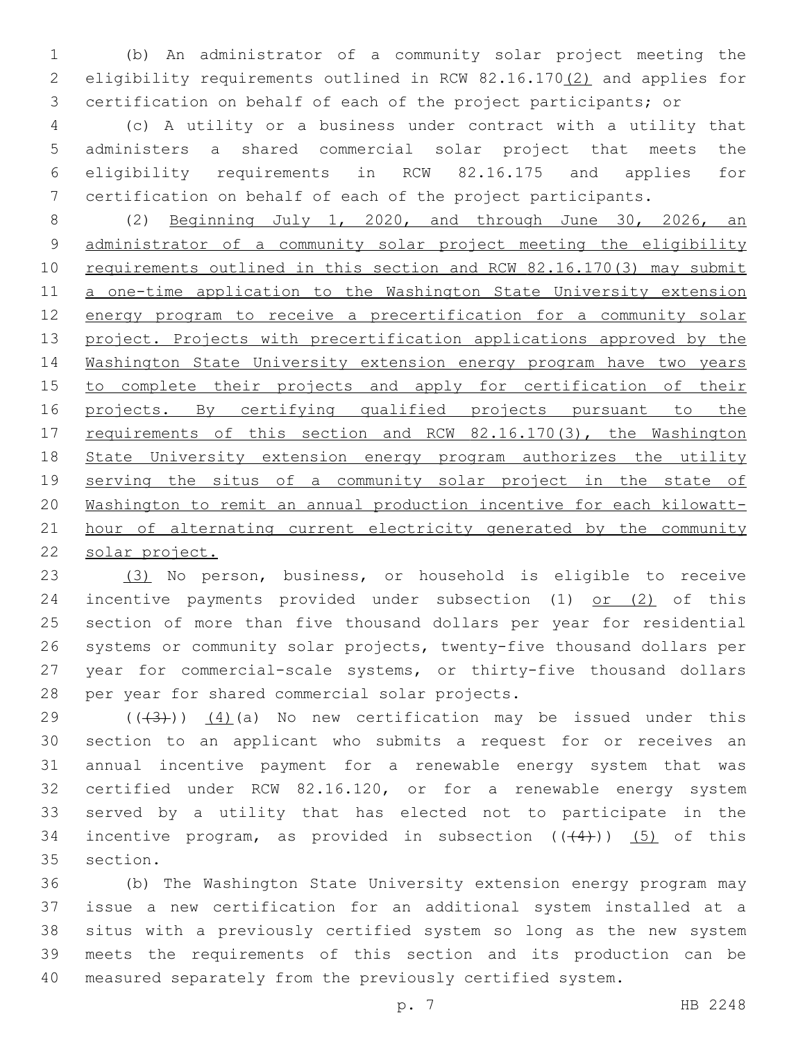(b) An administrator of a community solar project meeting the eligibility requirements outlined in RCW 82.16.170(2) and applies for certification on behalf of each of the project participants; or

(c) A utility or a business under contract with a utility that administers a shared commercial solar project that meets the eligibility requirements in RCW 82.16.175 and applies for certification on behalf of each of the project participants.

(2) Beginning July 1, 2020, and through June 30, 2026, an administrator of a community solar project meeting the eligibility requirements outlined in this section and RCW 82.16.170(3) may submit a one-time application to the Washington State University extension energy program to receive a precertification for a community solar project. Projects with precertification applications approved by the Washington State University extension energy program have two years to complete their projects and apply for certification of their projects. By certifying qualified projects pursuant to the requirements of this section and RCW 82.16.170(3), the Washington State University extension energy program authorizes the utility serving the situs of a community solar project in the state of Washington to remit an annual production incentive for each kilowatt-hour of alternating current electricity generated by the community solar project.

(3) No person, business, or household is eligible to receive incentive payments provided under subsection (1) or (2) of this section of more than five thousand dollars per year for residential systems or community solar projects, twenty-five thousand dollars per year for commercial-scale systems, or thirty-five thousand dollars per year for shared commercial solar projects.

((~~(3)~~)) (4)(a) No new certification may be issued under this section to an applicant who submits a request for or receives an annual incentive payment for a renewable energy system that was certified under RCW 82.16.120, or for a renewable energy system served by a utility that has elected not to participate in the incentive program, as provided in subsection ((~~(4)~~)) (5) of this section.

(b) The Washington State University extension energy program may issue a new certification for an additional system installed at a situs with a previously certified system so long as the new system meets the requirements of this section and its production can be measured separately from the previously certified system.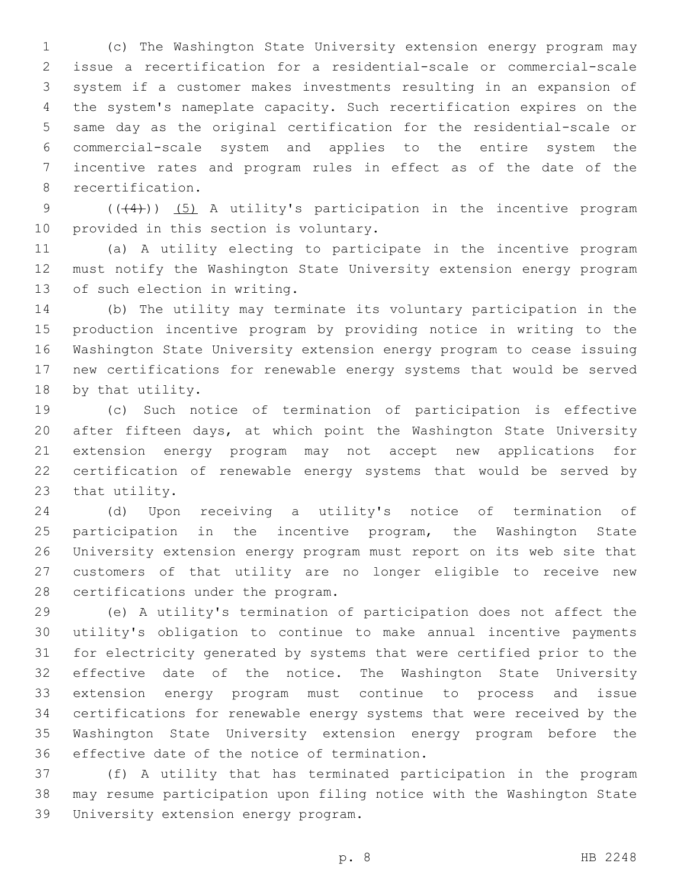(c) The Washington State University extension energy program may issue a recertification for a residential-scale or commercial-scale system if a customer makes investments resulting in an expansion of the system's nameplate capacity. Such recertification expires on the same day as the original certification for the residential-scale or commercial-scale system and applies to the entire system the incentive rates and program rules in effect as of the date of the recertification.

~~((4))~~ (5) A utility's participation in the incentive program provided in this section is voluntary.

(a) A utility electing to participate in the incentive program must notify the Washington State University extension energy program of such election in writing.

(b) The utility may terminate its voluntary participation in the production incentive program by providing notice in writing to the Washington State University extension energy program to cease issuing new certifications for renewable energy systems that would be served by that utility.

(c) Such notice of termination of participation is effective after fifteen days, at which point the Washington State University extension energy program may not accept new applications for certification of renewable energy systems that would be served by that utility.

(d) Upon receiving a utility's notice of termination of participation in the incentive program, the Washington State University extension energy program must report on its web site that customers of that utility are no longer eligible to receive new certifications under the program.

(e) A utility's termination of participation does not affect the utility's obligation to continue to make annual incentive payments for electricity generated by systems that were certified prior to the effective date of the notice. The Washington State University extension energy program must continue to process and issue certifications for renewable energy systems that were received by the Washington State University extension energy program before the effective date of the notice of termination.

(f) A utility that has terminated participation in the program may resume participation upon filing notice with the Washington State University extension energy program.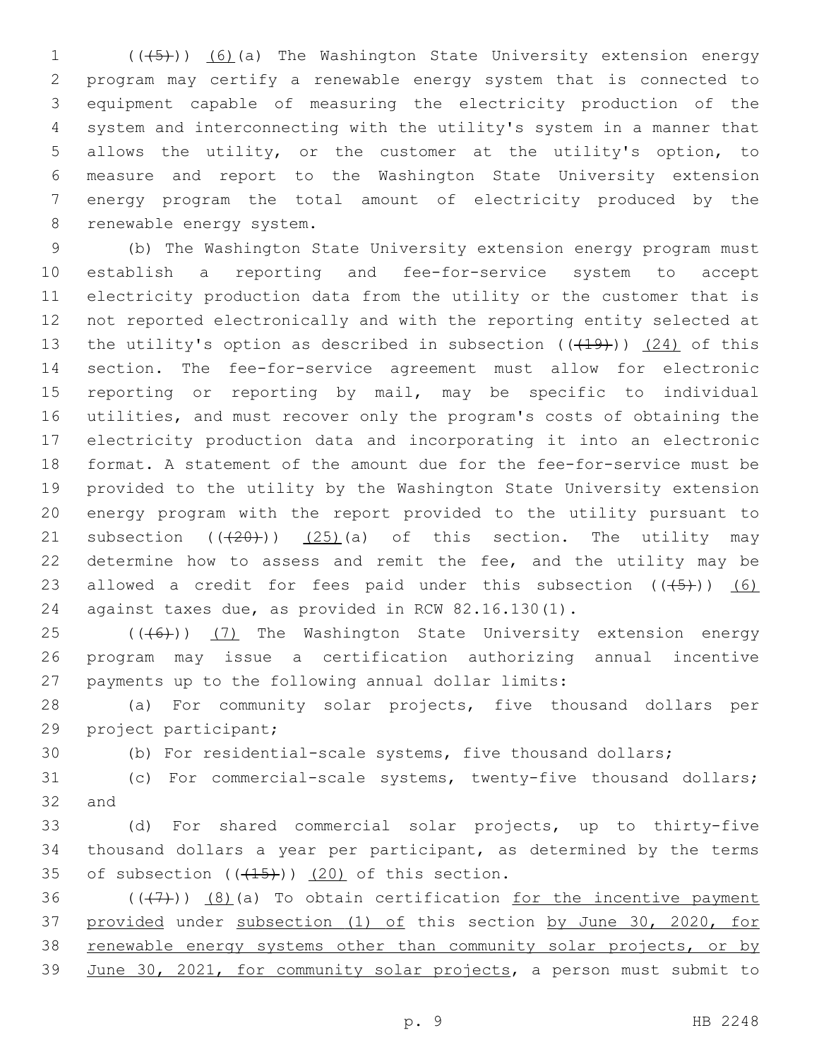((~~(5)~~)) <u>(6)</u>(a) The Washington State University extension energy program may certify a renewable energy system that is connected to equipment capable of measuring the electricity production of the system and interconnecting with the utility's system in a manner that allows the utility, or the customer at the utility's option, to measure and report to the Washington State University extension energy program the total amount of electricity produced by the renewable energy system.

(b) The Washington State University extension energy program must establish a reporting and fee-for-service system to accept electricity production data from the utility or the customer that is not reported electronically and with the reporting entity selected at the utility's option as described in subsection ((~~(19)~~)) <u>(24)</u> of this section. The fee-for-service agreement must allow for electronic reporting or reporting by mail, may be specific to individual utilities, and must recover only the program's costs of obtaining the electricity production data and incorporating it into an electronic format. A statement of the amount due for the fee-for-service must be provided to the utility by the Washington State University extension energy program with the report provided to the utility pursuant to subsection ((~~(20)~~)) <u>(25)</u>(a) of this section. The utility may determine how to assess and remit the fee, and the utility may be allowed a credit for fees paid under this subsection ((~~(5)~~)) <u>(6)</u> against taxes due, as provided in RCW 82.16.130(1).

((~~(6)~~)) <u>(7)</u> The Washington State University extension energy program may issue a certification authorizing annual incentive payments up to the following annual dollar limits:

(a) For community solar projects, five thousand dollars per project participant;

(b) For residential-scale systems, five thousand dollars;

(c) For commercial-scale systems, twenty-five thousand dollars; and

(d) For shared commercial solar projects, up to thirty-five thousand dollars a year per participant, as determined by the terms of subsection ((~~(15)~~)) <u>(20)</u> of this section.

((~~(7)~~)) <u>(8)</u>(a) To obtain certification <u>for the incentive payment provided</u> under <u>subsection (1) of</u> this section <u>by June 30, 2020, for renewable energy systems other than community solar projects, or by June 30, 2021, for community solar projects</u>, a person must submit to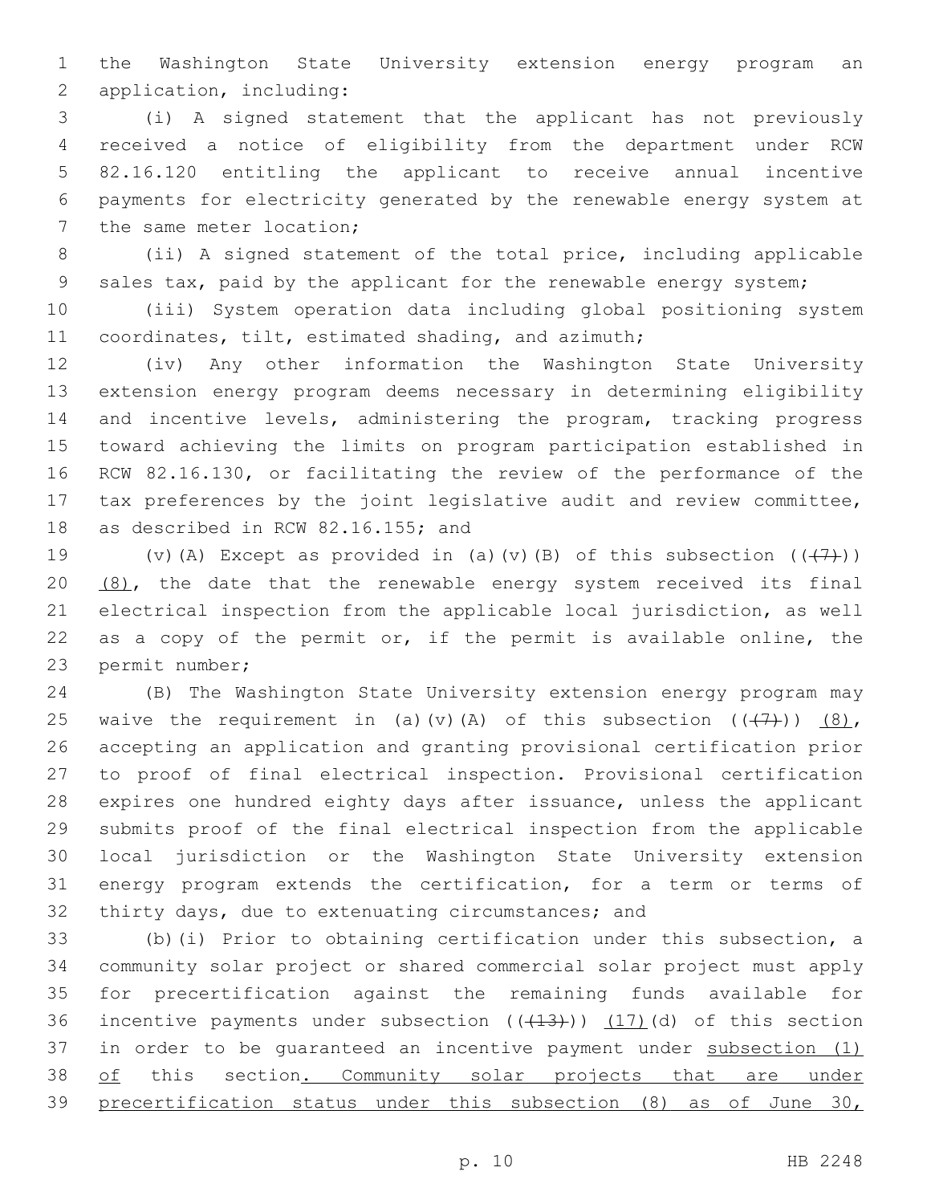the Washington State University extension energy program an application, including:

(i) A signed statement that the applicant has not previously received a notice of eligibility from the department under RCW 82.16.120 entitling the applicant to receive annual incentive payments for electricity generated by the renewable energy system at the same meter location;

(ii) A signed statement of the total price, including applicable sales tax, paid by the applicant for the renewable energy system;

(iii) System operation data including global positioning system coordinates, tilt, estimated shading, and azimuth;

(iv) Any other information the Washington State University extension energy program deems necessary in determining eligibility and incentive levels, administering the program, tracking progress toward achieving the limits on program participation established in RCW 82.16.130, or facilitating the review of the performance of the tax preferences by the joint legislative audit and review committee, as described in RCW 82.16.155; and

(v)(A) Except as provided in (a)(v)(B) of this subsection ((~~(7)~~)) <u>(8)</u>, the date that the renewable energy system received its final electrical inspection from the applicable local jurisdiction, as well as a copy of the permit or, if the permit is available online, the permit number;

(B) The Washington State University extension energy program may waive the requirement in (a)(v)(A) of this subsection ((~~(7)~~)) <u>(8)</u>, accepting an application and granting provisional certification prior to proof of final electrical inspection. Provisional certification expires one hundred eighty days after issuance, unless the applicant submits proof of the final electrical inspection from the applicable local jurisdiction or the Washington State University extension energy program extends the certification, for a term or terms of thirty days, due to extenuating circumstances; and

(b)(i) Prior to obtaining certification under this subsection, a community solar project or shared commercial solar project must apply for precertification against the remaining funds available for incentive payments under subsection ((~~(13)~~)) <u>(17)</u>(d) of this section in order to be guaranteed an incentive payment under <u>subsection (1) of</u> this section<u>. Community solar projects that are under precertification status under this subsection (8) as of June 30,</u>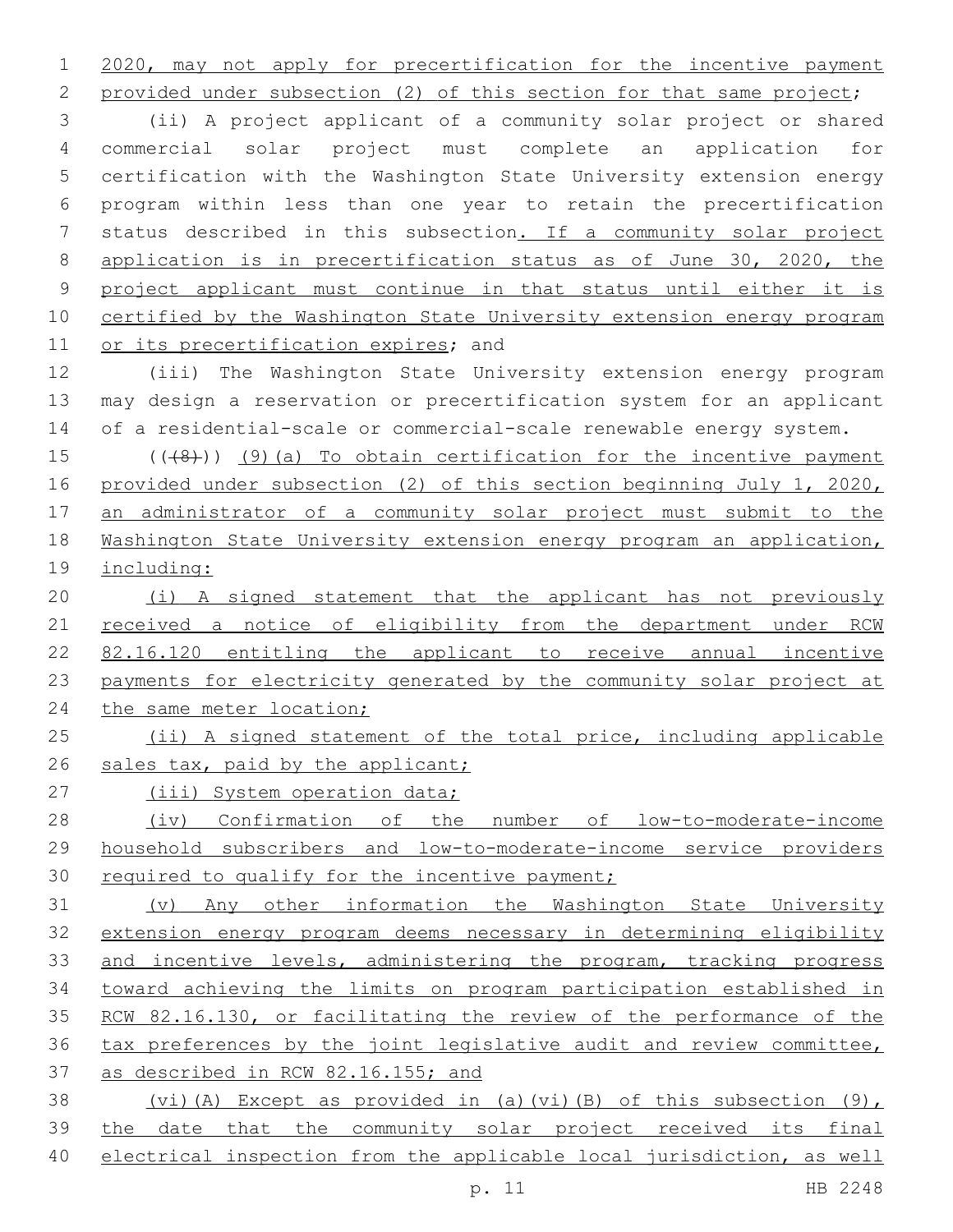2020, may not apply for precertification for the incentive payment provided under subsection (2) of this section for that same project;

(ii) A project applicant of a community solar project or shared commercial solar project must complete an application for certification with the Washington State University extension energy program within less than one year to retain the precertification status described in this subsection. If a community solar project application is in precertification status as of June 30, 2020, the project applicant must continue in that status until either it is certified by the Washington State University extension energy program or its precertification expires; and

(iii) The Washington State University extension energy program may design a reservation or precertification system for an applicant of a residential-scale or commercial-scale renewable energy system.

~~((8))~~ (9)(a) To obtain certification for the incentive payment provided under subsection (2) of this section beginning July 1, 2020, an administrator of a community solar project must submit to the Washington State University extension energy program an application, including:

(i) A signed statement that the applicant has not previously received a notice of eligibility from the department under RCW 82.16.120 entitling the applicant to receive annual incentive payments for electricity generated by the community solar project at the same meter location;

(ii) A signed statement of the total price, including applicable sales tax, paid by the applicant;

(iii) System operation data;

(iv) Confirmation of the number of low-to-moderate-income household subscribers and low-to-moderate-income service providers required to qualify for the incentive payment;

(v) Any other information the Washington State University extension energy program deems necessary in determining eligibility and incentive levels, administering the program, tracking progress toward achieving the limits on program participation established in RCW 82.16.130, or facilitating the review of the performance of the tax preferences by the joint legislative audit and review committee, as described in RCW 82.16.155; and

(vi)(A) Except as provided in (a)(vi)(B) of this subsection (9), the date that the community solar project received its final electrical inspection from the applicable local jurisdiction, as well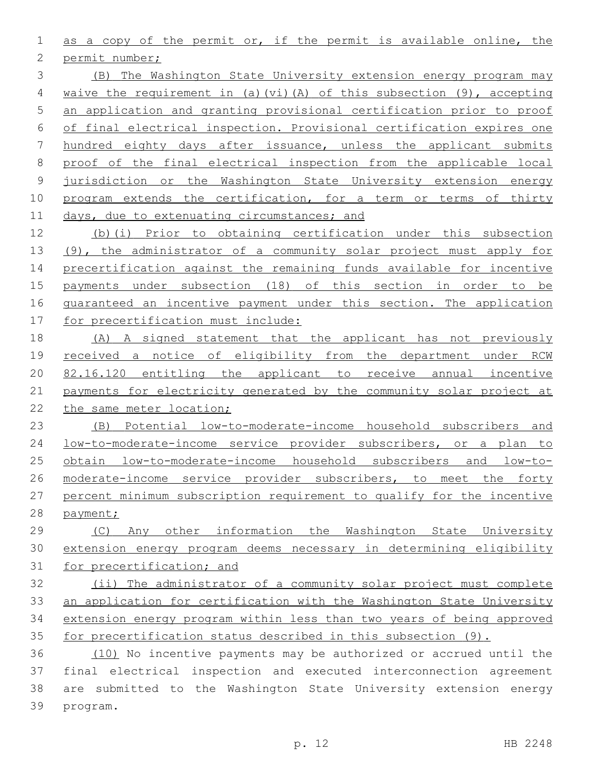as a copy of the permit or, if the permit is available online, the permit number;

(B) The Washington State University extension energy program may waive the requirement in (a)(vi)(A) of this subsection (9), accepting an application and granting provisional certification prior to proof of final electrical inspection. Provisional certification expires one hundred eighty days after issuance, unless the applicant submits proof of the final electrical inspection from the applicable local jurisdiction or the Washington State University extension energy program extends the certification, for a term or terms of thirty days, due to extenuating circumstances; and

(b)(i) Prior to obtaining certification under this subsection (9), the administrator of a community solar project must apply for precertification against the remaining funds available for incentive payments under subsection (18) of this section in order to be guaranteed an incentive payment under this section. The application for precertification must include:

(A) A signed statement that the applicant has not previously received a notice of eligibility from the department under RCW 82.16.120 entitling the applicant to receive annual incentive payments for electricity generated by the community solar project at the same meter location;

(B) Potential low-to-moderate-income household subscribers and low-to-moderate-income service provider subscribers, or a plan to obtain low-to-moderate-income household subscribers and low-to-moderate-income service provider subscribers, to meet the forty percent minimum subscription requirement to qualify for the incentive payment;

(C) Any other information the Washington State University extension energy program deems necessary in determining eligibility for precertification; and

(ii) The administrator of a community solar project must complete an application for certification with the Washington State University extension energy program within less than two years of being approved for precertification status described in this subsection (9).

(10) No incentive payments may be authorized or accrued until the final electrical inspection and executed interconnection agreement are submitted to the Washington State University extension energy program.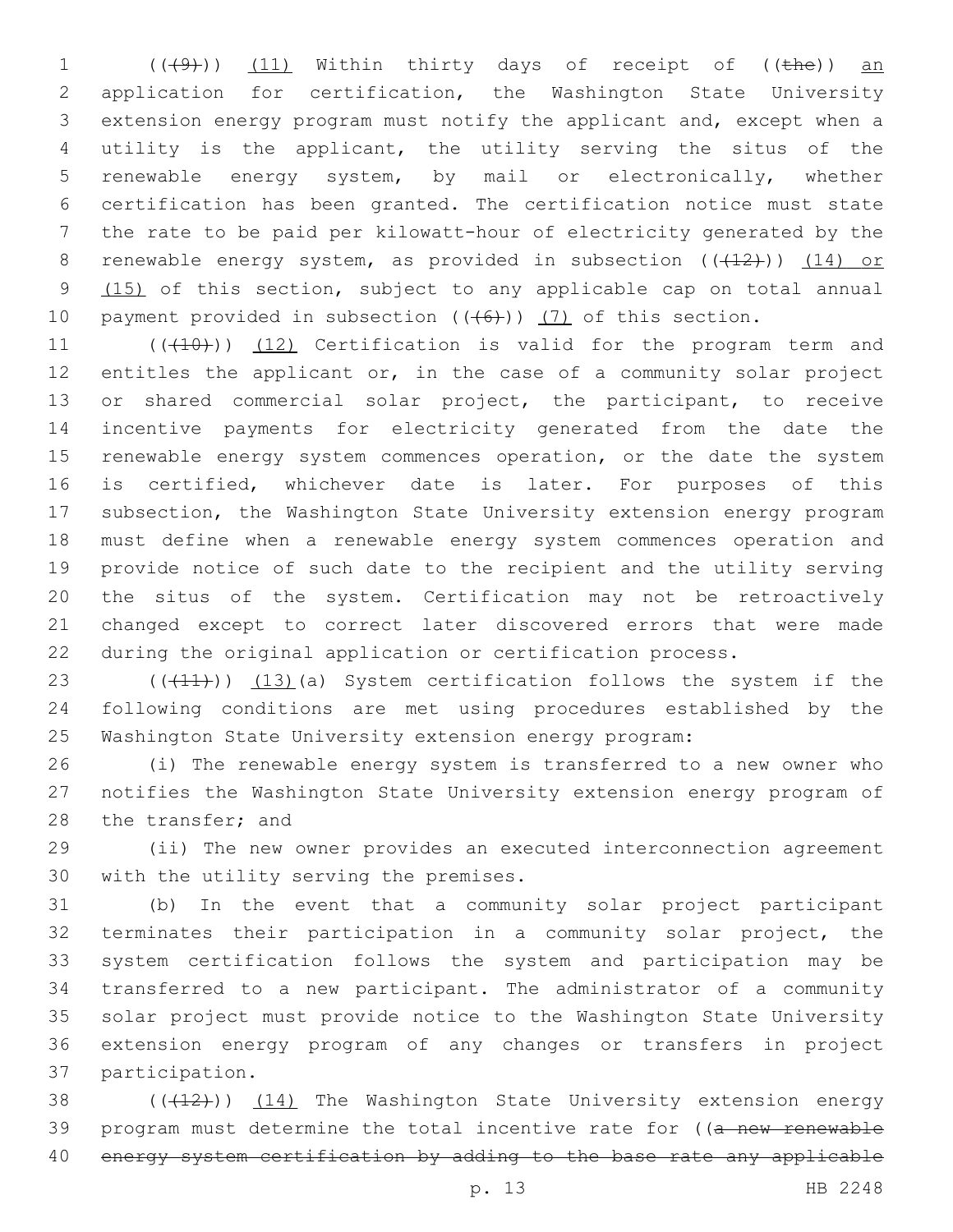((~~(9)~~)) <u>(11)</u> Within thirty days of receipt of ((~~the~~)) <u>an</u> application for certification, the Washington State University extension energy program must notify the applicant and, except when a utility is the applicant, the utility serving the situs of the renewable energy system, by mail or electronically, whether certification has been granted. The certification notice must state the rate to be paid per kilowatt-hour of electricity generated by the renewable energy system, as provided in subsection ((~~(12)~~)) <u>(14) or (15)</u> of this section, subject to any applicable cap on total annual payment provided in subsection ((~~(6)~~)) <u>(7)</u> of this section.

((~~(10)~~)) <u>(12)</u> Certification is valid for the program term and entitles the applicant or, in the case of a community solar project or shared commercial solar project, the participant, to receive incentive payments for electricity generated from the date the renewable energy system commences operation, or the date the system is certified, whichever date is later. For purposes of this subsection, the Washington State University extension energy program must define when a renewable energy system commences operation and provide notice of such date to the recipient and the utility serving the situs of the system. Certification may not be retroactively changed except to correct later discovered errors that were made during the original application or certification process.

((~~(11)~~)) <u>(13)</u>(a) System certification follows the system if the following conditions are met using procedures established by the Washington State University extension energy program:

(i) The renewable energy system is transferred to a new owner who notifies the Washington State University extension energy program of the transfer; and

(ii) The new owner provides an executed interconnection agreement with the utility serving the premises.

(b) In the event that a community solar project participant terminates their participation in a community solar project, the system certification follows the system and participation may be transferred to a new participant. The administrator of a community solar project must provide notice to the Washington State University extension energy program of any changes or transfers in project participation.

((~~(12)~~)) <u>(14)</u> The Washington State University extension energy program must determine the total incentive rate for ((~~a new renewable energy system certification by adding to the base rate any applicable~~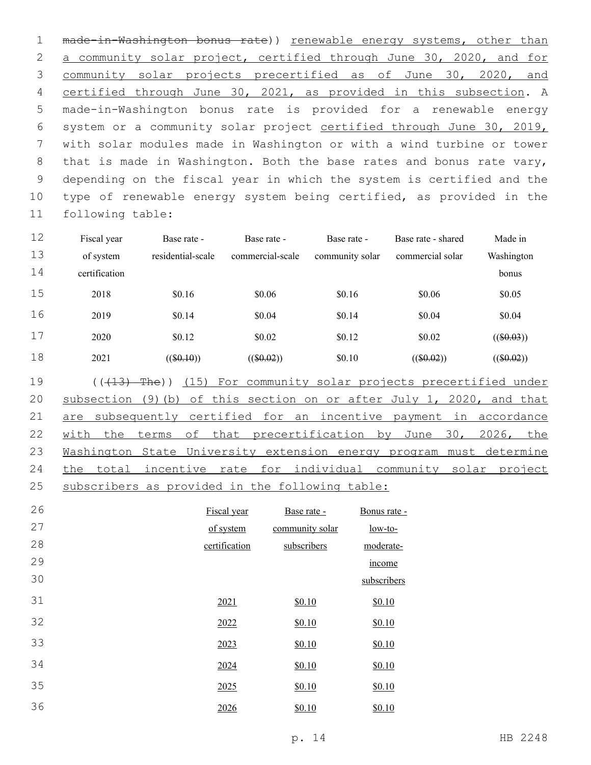~~made-in-Washington bonus rate~~)) renewable energy systems, other than a community solar project, certified through June 30, 2020, and for community solar projects precertified as of June 30, 2020, and certified through June 30, 2021, as provided in this subsection. A made-in-Washington bonus rate is provided for a renewable energy system or a community solar project certified through June 30, 2019, with solar modules made in Washington or with a wind turbine or tower that is made in Washington. Both the base rates and bonus rate vary, depending on the fiscal year in which the system is certified and the type of renewable energy system being certified, as provided in the following table:

| Fiscal year of system certification | Base rate - residential-scale | Base rate - commercial-scale | Base rate - community solar | Base rate - shared commercial solar | Made in Washington bonus |
|---|---|---|---|---|---|
| 2018 | $0.16 | $0.06 | $0.16 | $0.06 | $0.05 |
| 2019 | $0.14 | $0.04 | $0.14 | $0.04 | $0.04 |
| 2020 | $0.12 | $0.02 | $0.12 | $0.02 | ((~~$0.03~~)) |
| 2021 | ((~~$0.10~~)) | ((~~$0.02~~)) | $0.10 | ((~~$0.02~~)) | ((~~$0.02~~)) |

((~~(13) The~~)) (15) For community solar projects precertified under subsection (9)(b) of this section on or after July 1, 2020, and that are subsequently certified for an incentive payment in accordance with the terms of that precertification by June 30, 2026, the Washington State University extension energy program must determine the total incentive rate for individual community solar project subscribers as provided in the following table:

| Fiscal year of system certification | Base rate - community solar subscribers | Bonus rate - low-to-moderate-income subscribers |
|---|---|---|
| 2021 | $0.10 | $0.10 |
| 2022 | $0.10 | $0.10 |
| 2023 | $0.10 | $0.10 |
| 2024 | $0.10 | $0.10 |
| 2025 | $0.10 | $0.10 |
| 2026 | $0.10 | $0.10 |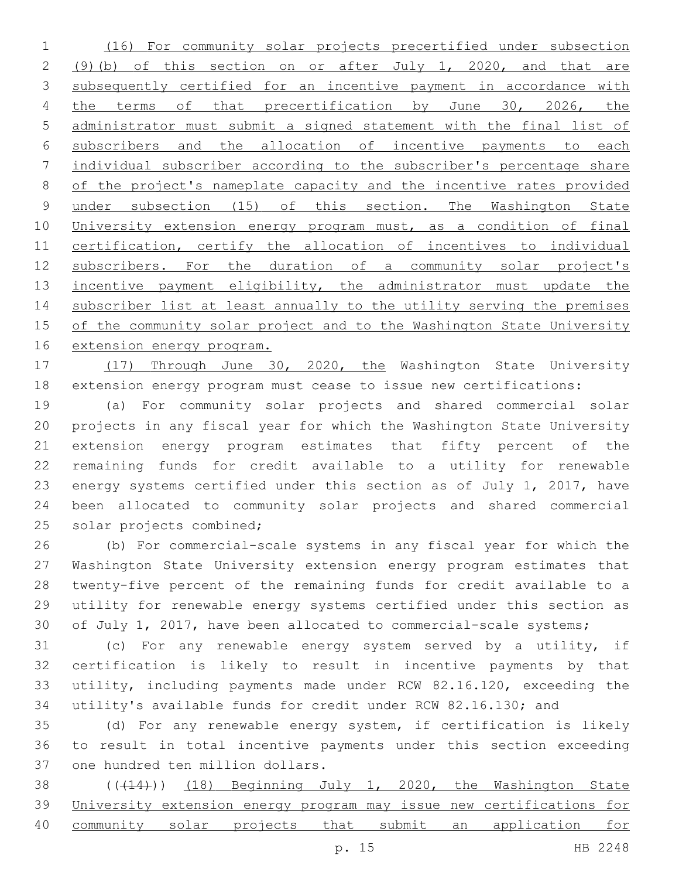(16) For community solar projects precertified under subsection (9)(b) of this section on or after July 1, 2020, and that are subsequently certified for an incentive payment in accordance with the terms of that precertification by June 30, 2026, the administrator must submit a signed statement with the final list of subscribers and the allocation of incentive payments to each individual subscriber according to the subscriber's percentage share of the project's nameplate capacity and the incentive rates provided under subsection (15) of this section. The Washington State University extension energy program must, as a condition of final certification, certify the allocation of incentives to individual subscribers. For the duration of a community solar project's incentive payment eligibility, the administrator must update the subscriber list at least annually to the utility serving the premises of the community solar project and to the Washington State University extension energy program.

(17) Through June 30, 2020, the Washington State University extension energy program must cease to issue new certifications:

(a) For community solar projects and shared commercial solar projects in any fiscal year for which the Washington State University extension energy program estimates that fifty percent of the remaining funds for credit available to a utility for renewable energy systems certified under this section as of July 1, 2017, have been allocated to community solar projects and shared commercial solar projects combined;

(b) For commercial-scale systems in any fiscal year for which the Washington State University extension energy program estimates that twenty-five percent of the remaining funds for credit available to a utility for renewable energy systems certified under this section as of July 1, 2017, have been allocated to commercial-scale systems;

(c) For any renewable energy system served by a utility, if certification is likely to result in incentive payments by that utility, including payments made under RCW 82.16.120, exceeding the utility's available funds for credit under RCW 82.16.130; and

(d) For any renewable energy system, if certification is likely to result in total incentive payments under this section exceeding one hundred ten million dollars.

(((14))) (18) Beginning July 1, 2020, the Washington State University extension energy program may issue new certifications for community solar projects that submit an application for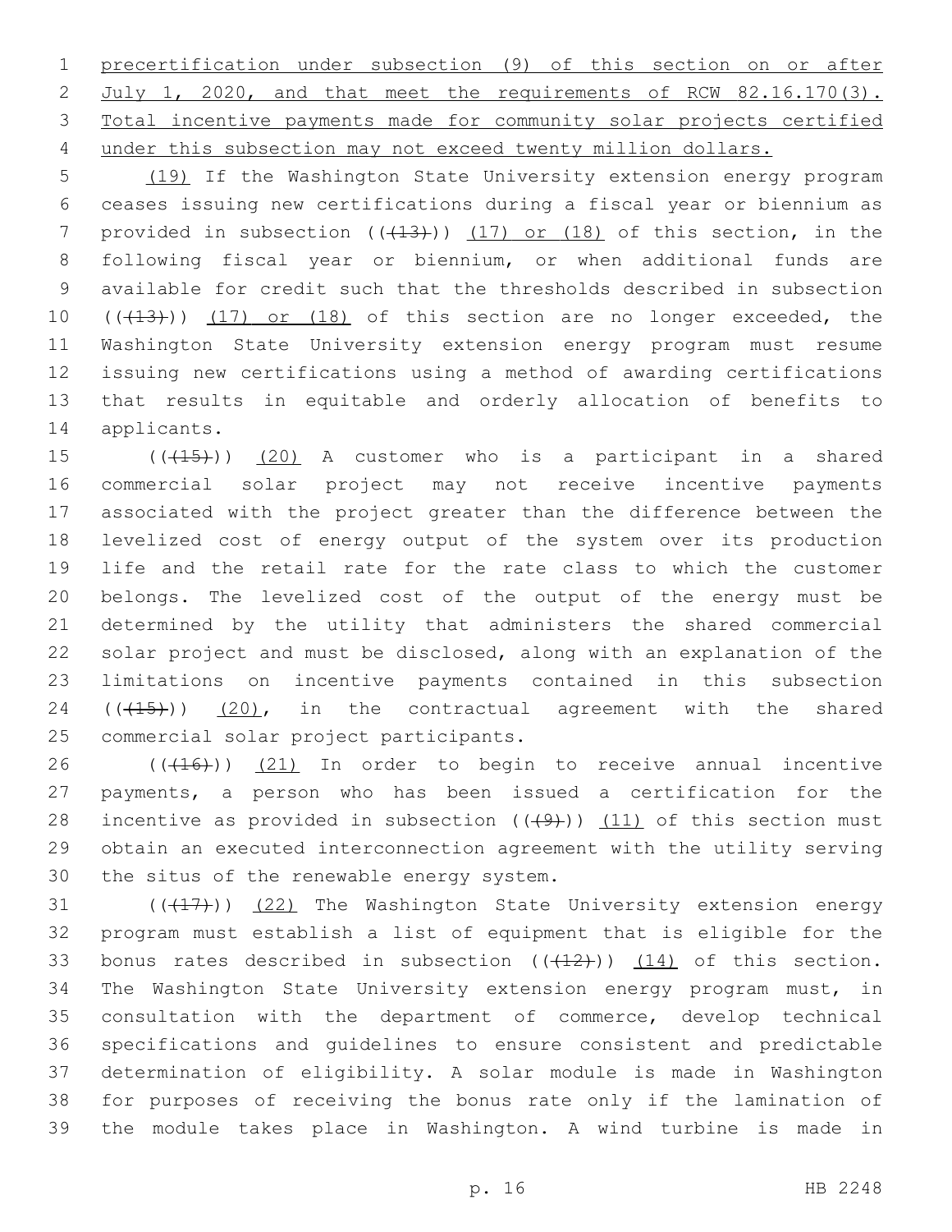precertification under subsection (9) of this section on or after July 1, 2020, and that meet the requirements of RCW 82.16.170(3). Total incentive payments made for community solar projects certified under this subsection may not exceed twenty million dollars.

(19) If the Washington State University extension energy program ceases issuing new certifications during a fiscal year or biennium as provided in subsection ((~~(13)~~)) (17) or (18) of this section, in the following fiscal year or biennium, or when additional funds are available for credit such that the thresholds described in subsection ((~~(13)~~)) (17) or (18) of this section are no longer exceeded, the Washington State University extension energy program must resume issuing new certifications using a method of awarding certifications that results in equitable and orderly allocation of benefits to applicants.

((~~(15)~~)) (20) A customer who is a participant in a shared commercial solar project may not receive incentive payments associated with the project greater than the difference between the levelized cost of energy output of the system over its production life and the retail rate for the rate class to which the customer belongs. The levelized cost of the output of the energy must be determined by the utility that administers the shared commercial solar project and must be disclosed, along with an explanation of the limitations on incentive payments contained in this subsection ((~~(15)~~)) (20), in the contractual agreement with the shared commercial solar project participants.

((~~(16)~~)) (21) In order to begin to receive annual incentive payments, a person who has been issued a certification for the incentive as provided in subsection ((~~(9)~~)) (11) of this section must obtain an executed interconnection agreement with the utility serving the situs of the renewable energy system.

((~~(17)~~)) (22) The Washington State University extension energy program must establish a list of equipment that is eligible for the bonus rates described in subsection ((~~(12)~~)) (14) of this section. The Washington State University extension energy program must, in consultation with the department of commerce, develop technical specifications and guidelines to ensure consistent and predictable determination of eligibility. A solar module is made in Washington for purposes of receiving the bonus rate only if the lamination of the module takes place in Washington. A wind turbine is made in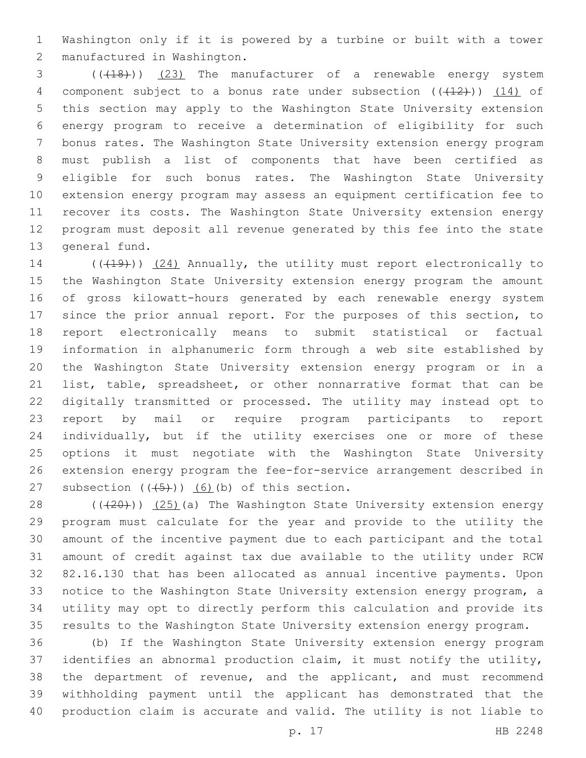Washington only if it is powered by a turbine or built with a tower manufactured in Washington.

(((18))) (23) The manufacturer of a renewable energy system component subject to a bonus rate under subsection (((12))) (14) of this section may apply to the Washington State University extension energy program to receive a determination of eligibility for such bonus rates. The Washington State University extension energy program must publish a list of components that have been certified as eligible for such bonus rates. The Washington State University extension energy program may assess an equipment certification fee to recover its costs. The Washington State University extension energy program must deposit all revenue generated by this fee into the state general fund.

(((19))) (24) Annually, the utility must report electronically to the Washington State University extension energy program the amount of gross kilowatt-hours generated by each renewable energy system since the prior annual report. For the purposes of this section, to report electronically means to submit statistical or factual information in alphanumeric form through a web site established by the Washington State University extension energy program or in a list, table, spreadsheet, or other nonnarrative format that can be digitally transmitted or processed. The utility may instead opt to report by mail or require program participants to report individually, but if the utility exercises one or more of these options it must negotiate with the Washington State University extension energy program the fee-for-service arrangement described in subsection (((5))) (6)(b) of this section.

(((20))) (25)(a) The Washington State University extension energy program must calculate for the year and provide to the utility the amount of the incentive payment due to each participant and the total amount of credit against tax due available to the utility under RCW 82.16.130 that has been allocated as annual incentive payments. Upon notice to the Washington State University extension energy program, a utility may opt to directly perform this calculation and provide its results to the Washington State University extension energy program.

(b) If the Washington State University extension energy program identifies an abnormal production claim, it must notify the utility, the department of revenue, and the applicant, and must recommend withholding payment until the applicant has demonstrated that the production claim is accurate and valid. The utility is not liable to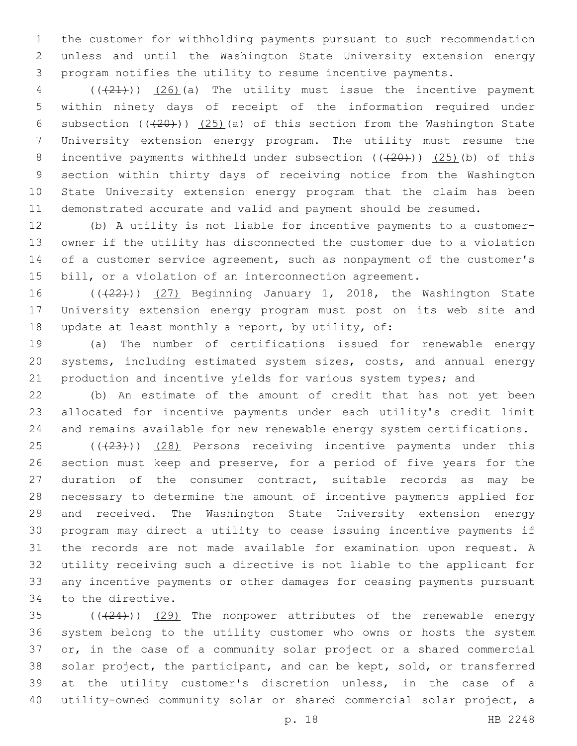the customer for withholding payments pursuant to such recommendation unless and until the Washington State University extension energy program notifies the utility to resume incentive payments.

(((21))) (26)(a) The utility must issue the incentive payment within ninety days of receipt of the information required under subsection (((20))) (25)(a) of this section from the Washington State University extension energy program. The utility must resume the incentive payments withheld under subsection (((20))) (25)(b) of this section within thirty days of receiving notice from the Washington State University extension energy program that the claim has been demonstrated accurate and valid and payment should be resumed.

(b) A utility is not liable for incentive payments to a customer-owner if the utility has disconnected the customer due to a violation of a customer service agreement, such as nonpayment of the customer's bill, or a violation of an interconnection agreement.

(((22))) (27) Beginning January 1, 2018, the Washington State University extension energy program must post on its web site and update at least monthly a report, by utility, of:

(a) The number of certifications issued for renewable energy systems, including estimated system sizes, costs, and annual energy production and incentive yields for various system types; and

(b) An estimate of the amount of credit that has not yet been allocated for incentive payments under each utility's credit limit and remains available for new renewable energy system certifications.

(((23))) (28) Persons receiving incentive payments under this section must keep and preserve, for a period of five years for the duration of the consumer contract, suitable records as may be necessary to determine the amount of incentive payments applied for and received. The Washington State University extension energy program may direct a utility to cease issuing incentive payments if the records are not made available for examination upon request. A utility receiving such a directive is not liable to the applicant for any incentive payments or other damages for ceasing payments pursuant to the directive.

(((24))) (29) The nonpower attributes of the renewable energy system belong to the utility customer who owns or hosts the system or, in the case of a community solar project or a shared commercial solar project, the participant, and can be kept, sold, or transferred at the utility customer's discretion unless, in the case of a utility-owned community solar or shared commercial solar project, a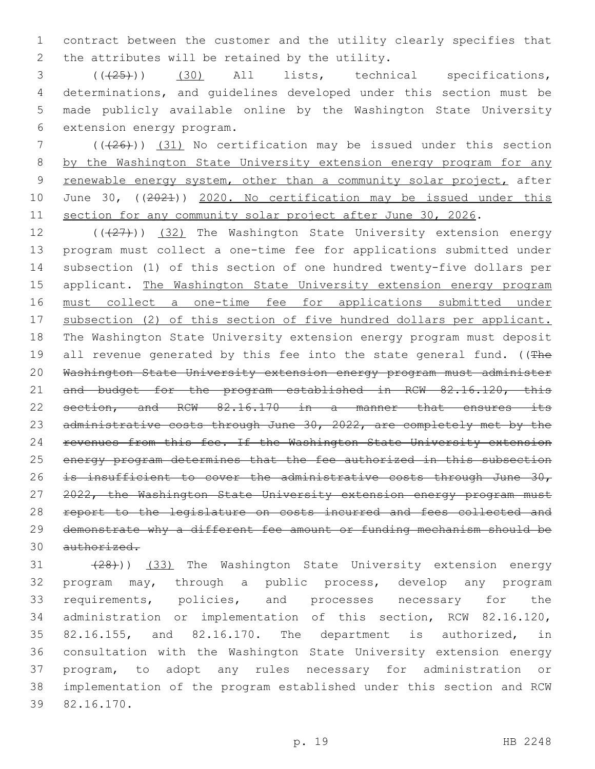contract between the customer and the utility clearly specifies that the attributes will be retained by the utility.

((~~(25)~~)) (30) All lists, technical specifications, determinations, and guidelines developed under this section must be made publicly available online by the Washington State University extension energy program.

((~~(26)~~)) (31) No certification may be issued under this section by the Washington State University extension energy program for any renewable energy system, other than a community solar project, after June 30, ((~~2021~~)) 2020. No certification may be issued under this section for any community solar project after June 30, 2026.

((~~(27)~~)) (32) The Washington State University extension energy program must collect a one-time fee for applications submitted under subsection (1) of this section of one hundred twenty-five dollars per applicant. The Washington State University extension energy program must collect a one-time fee for applications submitted under subsection (2) of this section of five hundred dollars per applicant. The Washington State University extension energy program must deposit all revenue generated by this fee into the state general fund. ((~~The Washington State University extension energy program must administer and budget for the program established in RCW 82.16.120, this section, and RCW 82.16.170 in a manner that ensures its administrative costs through June 30, 2022, are completely met by the revenues from this fee. If the Washington State University extension energy program determines that the fee authorized in this subsection is insufficient to cover the administrative costs through June 30, 2022, the Washington State University extension energy program must report to the legislature on costs incurred and fees collected and demonstrate why a different fee amount or funding mechanism should be authorized.~~

~~(28)~~)) (33) The Washington State University extension energy program may, through a public process, develop any program requirements, policies, and processes necessary for the administration or implementation of this section, RCW 82.16.120, 82.16.155, and 82.16.170. The department is authorized, in consultation with the Washington State University extension energy program, to adopt any rules necessary for administration or implementation of the program established under this section and RCW 82.16.170.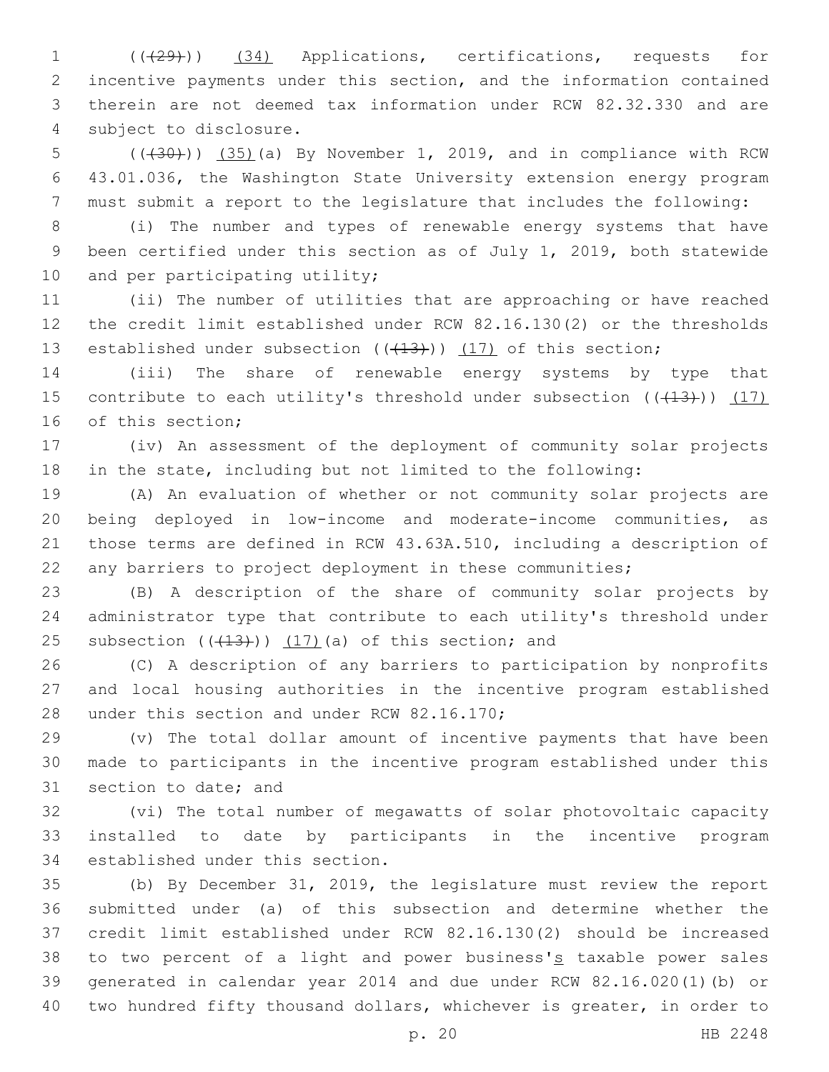(((29))) (34) Applications, certifications, requests for incentive payments under this section, and the information contained therein are not deemed tax information under RCW 82.32.330 and are subject to disclosure.

(((30))) (35)(a) By November 1, 2019, and in compliance with RCW 43.01.036, the Washington State University extension energy program must submit a report to the legislature that includes the following:

(i) The number and types of renewable energy systems that have been certified under this section as of July 1, 2019, both statewide and per participating utility;

(ii) The number of utilities that are approaching or have reached the credit limit established under RCW 82.16.130(2) or the thresholds established under subsection (((13))) (17) of this section;

(iii) The share of renewable energy systems by type that contribute to each utility's threshold under subsection (((13))) (17) of this section;

(iv) An assessment of the deployment of community solar projects in the state, including but not limited to the following:

(A) An evaluation of whether or not community solar projects are being deployed in low-income and moderate-income communities, as those terms are defined in RCW 43.63A.510, including a description of any barriers to project deployment in these communities;

(B) A description of the share of community solar projects by administrator type that contribute to each utility's threshold under subsection (((13))) (17)(a) of this section; and

(C) A description of any barriers to participation by nonprofits and local housing authorities in the incentive program established under this section and under RCW 82.16.170;

(v) The total dollar amount of incentive payments that have been made to participants in the incentive program established under this section to date; and

(vi) The total number of megawatts of solar photovoltaic capacity installed to date by participants in the incentive program established under this section.

(b) By December 31, 2019, the legislature must review the report submitted under (a) of this subsection and determine whether the credit limit established under RCW 82.16.130(2) should be increased to two percent of a light and power business's taxable power sales generated in calendar year 2014 and due under RCW 82.16.020(1)(b) or two hundred fifty thousand dollars, whichever is greater, in order to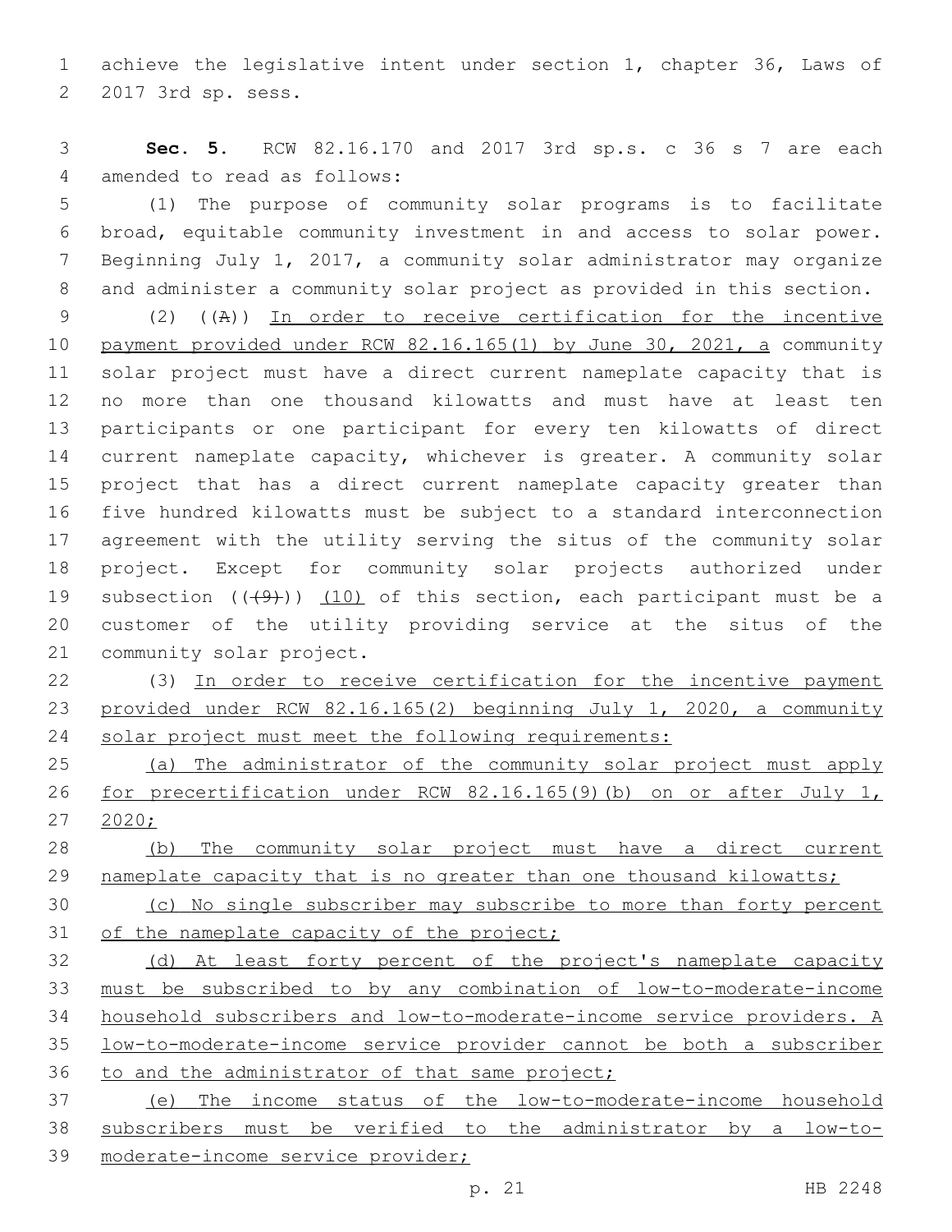achieve the legislative intent under section 1, chapter 36, Laws of 2017 3rd sp. sess.

**Sec. 5.** RCW 82.16.170 and 2017 3rd sp.s. c 36 s 7 are each amended to read as follows:

(1) The purpose of community solar programs is to facilitate broad, equitable community investment in and access to solar power. Beginning July 1, 2017, a community solar administrator may organize and administer a community solar project as provided in this section.

(2) ((A)) In order to receive certification for the incentive payment provided under RCW 82.16.165(1) by June 30, 2021, a community solar project must have a direct current nameplate capacity that is no more than one thousand kilowatts and must have at least ten participants or one participant for every ten kilowatts of direct current nameplate capacity, whichever is greater. A community solar project that has a direct current nameplate capacity greater than five hundred kilowatts must be subject to a standard interconnection agreement with the utility serving the situs of the community solar project. Except for community solar projects authorized under subsection ((~~(9)~~)) (10) of this section, each participant must be a customer of the utility providing service at the situs of the community solar project.

(3) In order to receive certification for the incentive payment provided under RCW 82.16.165(2) beginning July 1, 2020, a community solar project must meet the following requirements:

(a) The administrator of the community solar project must apply for precertification under RCW 82.16.165(9)(b) on or after July 1, 2020;

(b) The community solar project must have a direct current nameplate capacity that is no greater than one thousand kilowatts;

(c) No single subscriber may subscribe to more than forty percent of the nameplate capacity of the project;

(d) At least forty percent of the project's nameplate capacity must be subscribed to by any combination of low-to-moderate-income household subscribers and low-to-moderate-income service providers. A low-to-moderate-income service provider cannot be both a subscriber to and the administrator of that same project;

(e) The income status of the low-to-moderate-income household subscribers must be verified to the administrator by a low-to-moderate-income service provider;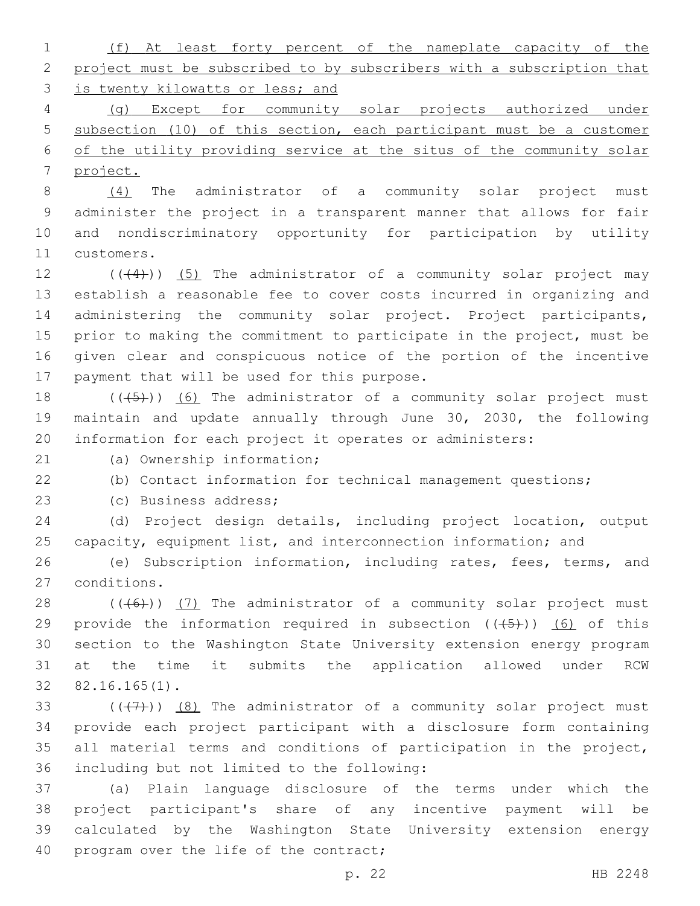(f) At least forty percent of the nameplate capacity of the project must be subscribed to by subscribers with a subscription that is twenty kilowatts or less; and

(g) Except for community solar projects authorized under subsection (10) of this section, each participant must be a customer of the utility providing service at the situs of the community solar project.

(4) The administrator of a community solar project must administer the project in a transparent manner that allows for fair and nondiscriminatory opportunity for participation by utility customers.

((~~(4)~~)) (5) The administrator of a community solar project may establish a reasonable fee to cover costs incurred in organizing and administering the community solar project. Project participants, prior to making the commitment to participate in the project, must be given clear and conspicuous notice of the portion of the incentive payment that will be used for this purpose.

((~~(5)~~)) (6) The administrator of a community solar project must maintain and update annually through June 30, 2030, the following information for each project it operates or administers:

(a) Ownership information;

(b) Contact information for technical management questions;

(c) Business address;

(d) Project design details, including project location, output capacity, equipment list, and interconnection information; and

(e) Subscription information, including rates, fees, terms, and conditions.

((~~(6)~~)) (7) The administrator of a community solar project must provide the information required in subsection ((~~(5)~~)) (6) of this section to the Washington State University extension energy program at the time it submits the application allowed under RCW 82.16.165(1).

((~~(7)~~)) (8) The administrator of a community solar project must provide each project participant with a disclosure form containing all material terms and conditions of participation in the project, including but not limited to the following:

(a) Plain language disclosure of the terms under which the project participant's share of any incentive payment will be calculated by the Washington State University extension energy program over the life of the contract;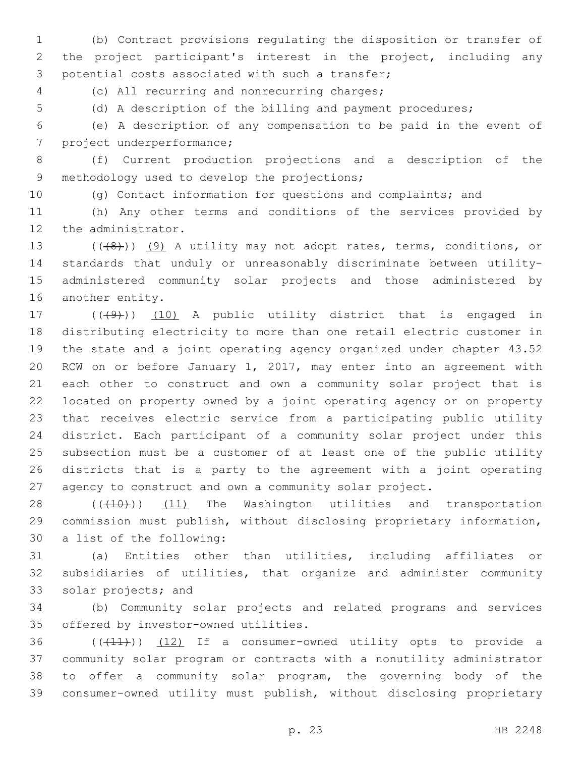(b) Contract provisions regulating the disposition or transfer of the project participant's interest in the project, including any potential costs associated with such a transfer;

(c) All recurring and nonrecurring charges;

(d) A description of the billing and payment procedures;

(e) A description of any compensation to be paid in the event of project underperformance;

(f) Current production projections and a description of the methodology used to develop the projections;

(g) Contact information for questions and complaints; and

(h) Any other terms and conditions of the services provided by the administrator.

~~((8))~~ (9) A utility may not adopt rates, terms, conditions, or standards that unduly or unreasonably discriminate between utility-administered community solar projects and those administered by another entity.

~~((9))~~ (10) A public utility district that is engaged in distributing electricity to more than one retail electric customer in the state and a joint operating agency organized under chapter 43.52 RCW on or before January 1, 2017, may enter into an agreement with each other to construct and own a community solar project that is located on property owned by a joint operating agency or on property that receives electric service from a participating public utility district. Each participant of a community solar project under this subsection must be a customer of at least one of the public utility districts that is a party to the agreement with a joint operating agency to construct and own a community solar project.

~~((10))~~ (11) The Washington utilities and transportation commission must publish, without disclosing proprietary information, a list of the following:

(a) Entities other than utilities, including affiliates or subsidiaries of utilities, that organize and administer community solar projects; and

(b) Community solar projects and related programs and services offered by investor-owned utilities.

~~((11))~~ (12) If a consumer-owned utility opts to provide a community solar program or contracts with a nonutility administrator to offer a community solar program, the governing body of the consumer-owned utility must publish, without disclosing proprietary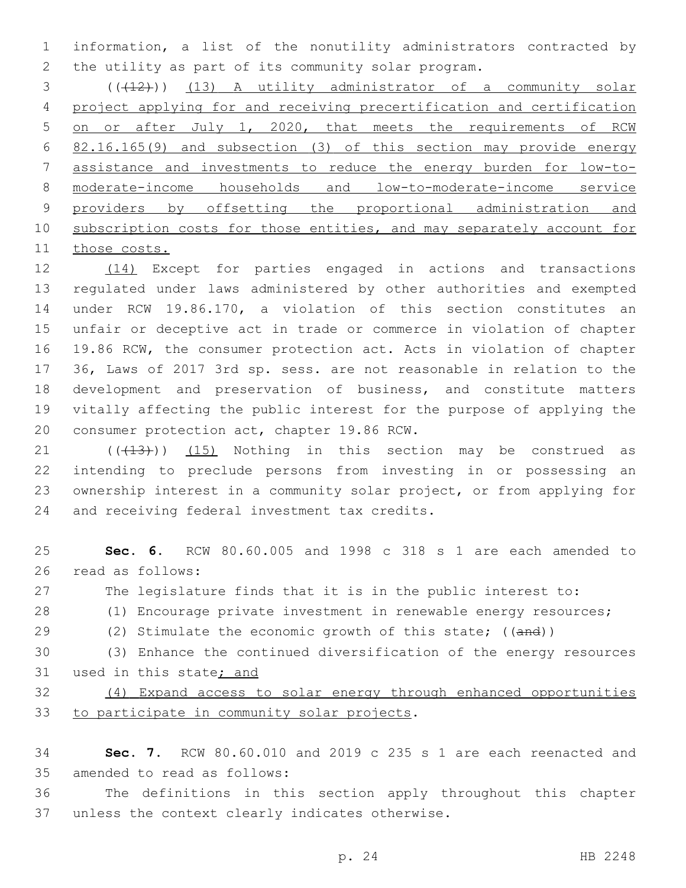information, a list of the nonutility administrators contracted by the utility as part of its community solar program.

((~~(12)~~)) <u>(13) A utility administrator of a community solar project applying for and receiving precertification and certification on or after July 1, 2020, that meets the requirements of RCW 82.16.165(9) and subsection (3) of this section may provide energy assistance and investments to reduce the energy burden for low-to-moderate-income households and low-to-moderate-income service providers by offsetting the proportional administration and subscription costs for those entities, and may separately account for those costs.</u>

<u>(14)</u> Except for parties engaged in actions and transactions regulated under laws administered by other authorities and exempted under RCW 19.86.170, a violation of this section constitutes an unfair or deceptive act in trade or commerce in violation of chapter 19.86 RCW, the consumer protection act. Acts in violation of chapter 36, Laws of 2017 3rd sp. sess. are not reasonable in relation to the development and preservation of business, and constitute matters vitally affecting the public interest for the purpose of applying the consumer protection act, chapter 19.86 RCW.

((~~(13)~~)) <u>(15)</u> Nothing in this section may be construed as intending to preclude persons from investing in or possessing an ownership interest in a community solar project, or from applying for and receiving federal investment tax credits.

**Sec. 6.** RCW 80.60.005 and 1998 c 318 s 1 are each amended to read as follows:

The legislature finds that it is in the public interest to:

(1) Encourage private investment in renewable energy resources;

(2) Stimulate the economic growth of this state; ((~~and~~))

(3) Enhance the continued diversification of the energy resources used in this state<u>; and</u>

<u>(4) Expand access to solar energy through enhanced opportunities to participate in community solar projects</u>.

**Sec. 7.** RCW 80.60.010 and 2019 c 235 s 1 are each reenacted and amended to read as follows:

The definitions in this section apply throughout this chapter unless the context clearly indicates otherwise.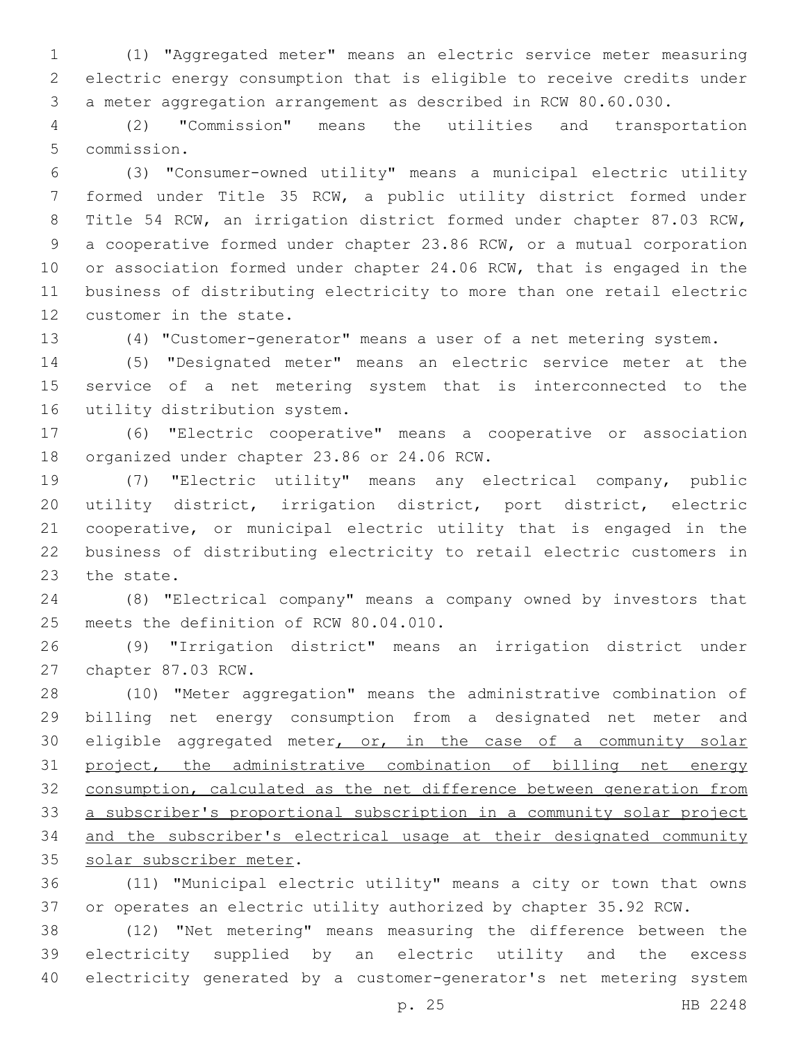(1) "Aggregated meter" means an electric service meter measuring electric energy consumption that is eligible to receive credits under a meter aggregation arrangement as described in RCW 80.60.030.

(2) "Commission" means the utilities and transportation commission.

(3) "Consumer-owned utility" means a municipal electric utility formed under Title 35 RCW, a public utility district formed under Title 54 RCW, an irrigation district formed under chapter 87.03 RCW, a cooperative formed under chapter 23.86 RCW, or a mutual corporation or association formed under chapter 24.06 RCW, that is engaged in the business of distributing electricity to more than one retail electric customer in the state.

(4) "Customer-generator" means a user of a net metering system.

(5) "Designated meter" means an electric service meter at the service of a net metering system that is interconnected to the utility distribution system.

(6) "Electric cooperative" means a cooperative or association organized under chapter 23.86 or 24.06 RCW.

(7) "Electric utility" means any electrical company, public utility district, irrigation district, port district, electric cooperative, or municipal electric utility that is engaged in the business of distributing electricity to retail electric customers in the state.

(8) "Electrical company" means a company owned by investors that meets the definition of RCW 80.04.010.

(9) "Irrigation district" means an irrigation district under chapter 87.03 RCW.

(10) "Meter aggregation" means the administrative combination of billing net energy consumption from a designated net meter and eligible aggregated meter<u>, or, in the case of a community solar project, the administrative combination of billing net energy consumption, calculated as the net difference between generation from a subscriber's proportional subscription in a community solar project and the subscriber's electrical usage at their designated community solar subscriber meter</u>.

(11) "Municipal electric utility" means a city or town that owns or operates an electric utility authorized by chapter 35.92 RCW.

(12) "Net metering" means measuring the difference between the electricity supplied by an electric utility and the excess electricity generated by a customer-generator's net metering system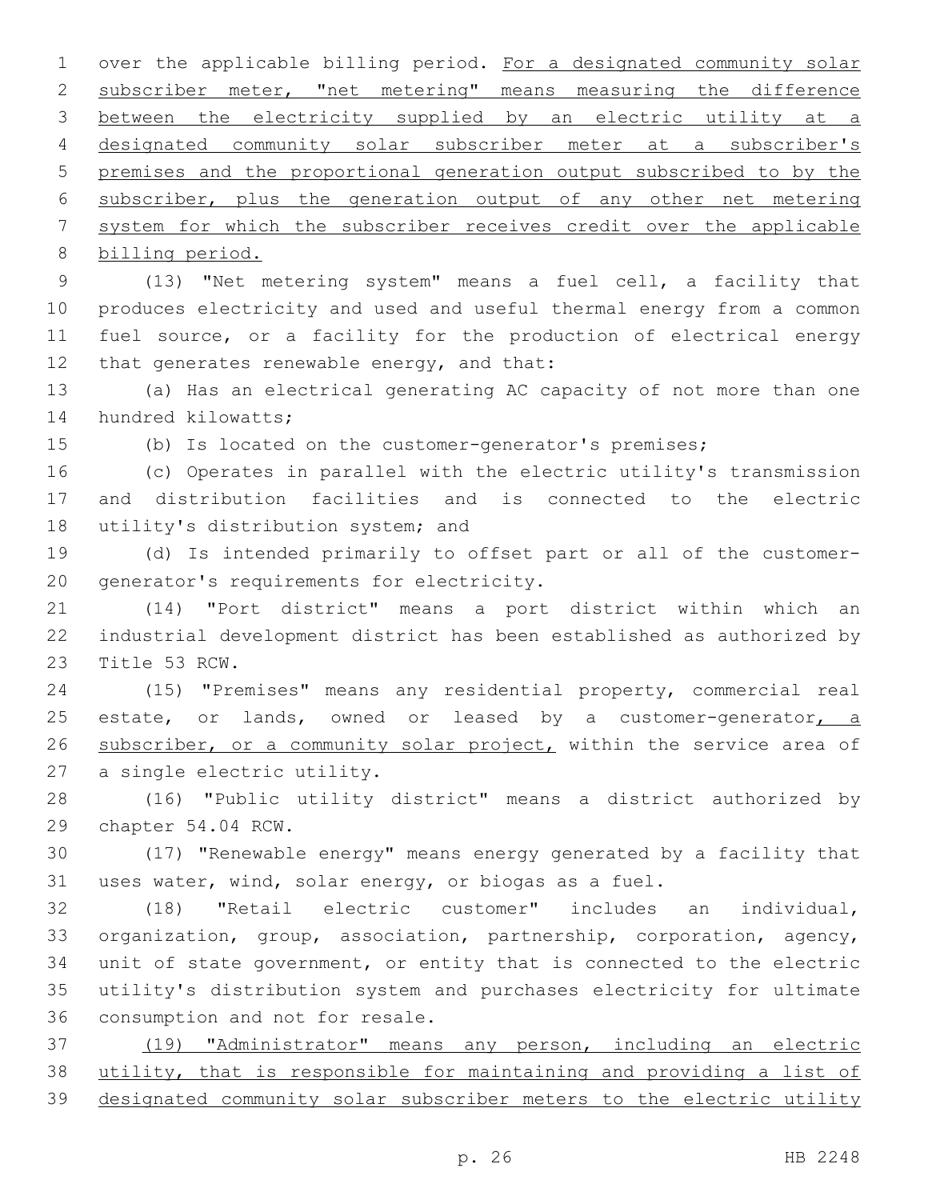over the applicable billing period. <u>For a designated community solar subscriber meter, "net metering" means measuring the difference between the electricity supplied by an electric utility at a designated community solar subscriber meter at a subscriber's premises and the proportional generation output subscribed to by the subscriber, plus the generation output of any other net metering system for which the subscriber receives credit over the applicable billing period.</u>

(13) "Net metering system" means a fuel cell, a facility that produces electricity and used and useful thermal energy from a common fuel source, or a facility for the production of electrical energy that generates renewable energy, and that:

(a) Has an electrical generating AC capacity of not more than one hundred kilowatts;

(b) Is located on the customer-generator's premises;

(c) Operates in parallel with the electric utility's transmission and distribution facilities and is connected to the electric utility's distribution system; and

(d) Is intended primarily to offset part or all of the customer-generator's requirements for electricity.

(14) "Port district" means a port district within which an industrial development district has been established as authorized by Title 53 RCW.

(15) "Premises" means any residential property, commercial real estate, or lands, owned or leased by a customer-generator<u>, a subscriber, or a community solar project,</u> within the service area of a single electric utility.

(16) "Public utility district" means a district authorized by chapter 54.04 RCW.

(17) "Renewable energy" means energy generated by a facility that uses water, wind, solar energy, or biogas as a fuel.

(18) "Retail electric customer" includes an individual, organization, group, association, partnership, corporation, agency, unit of state government, or entity that is connected to the electric utility's distribution system and purchases electricity for ultimate consumption and not for resale.

<u>(19) "Administrator" means any person, including an electric utility, that is responsible for maintaining and providing a list of designated community solar subscriber meters to the electric utility</u>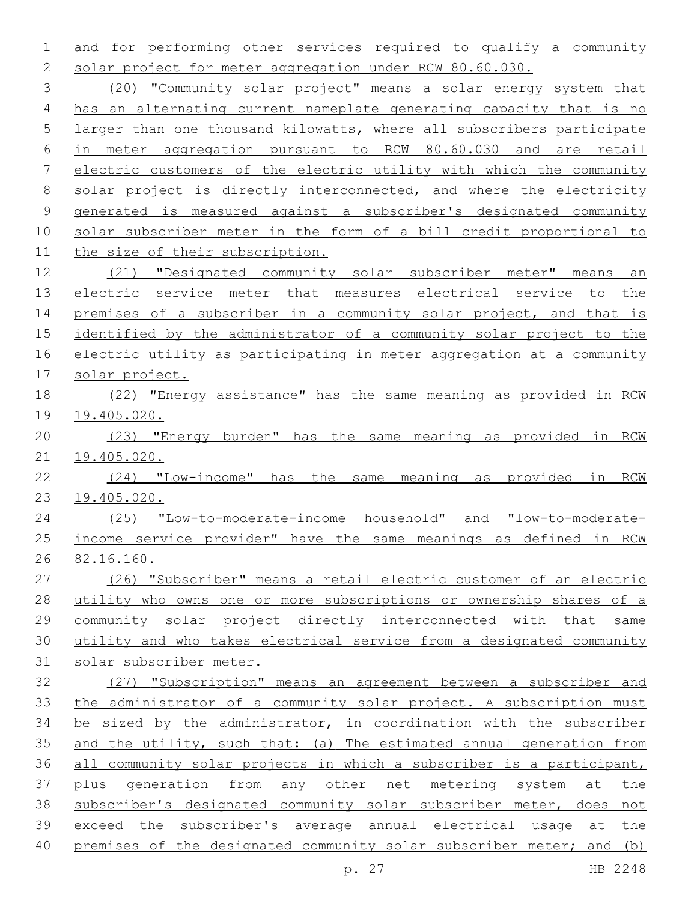and for performing other services required to qualify a community solar project for meter aggregation under RCW 80.60.030.

(20) "Community solar project" means a solar energy system that has an alternating current nameplate generating capacity that is no larger than one thousand kilowatts, where all subscribers participate in meter aggregation pursuant to RCW 80.60.030 and are retail electric customers of the electric utility with which the community solar project is directly interconnected, and where the electricity generated is measured against a subscriber's designated community solar subscriber meter in the form of a bill credit proportional to the size of their subscription.

(21) "Designated community solar subscriber meter" means an electric service meter that measures electrical service to the premises of a subscriber in a community solar project, and that is identified by the administrator of a community solar project to the electric utility as participating in meter aggregation at a community solar project.

(22) "Energy assistance" has the same meaning as provided in RCW 19.405.020.

(23) "Energy burden" has the same meaning as provided in RCW 19.405.020.

(24) "Low-income" has the same meaning as provided in RCW 19.405.020.

(25) "Low-to-moderate-income household" and "low-to-moderate-income service provider" have the same meanings as defined in RCW 82.16.160.

(26) "Subscriber" means a retail electric customer of an electric utility who owns one or more subscriptions or ownership shares of a community solar project directly interconnected with that same utility and who takes electrical service from a designated community solar subscriber meter.

(27) "Subscription" means an agreement between a subscriber and the administrator of a community solar project. A subscription must be sized by the administrator, in coordination with the subscriber and the utility, such that: (a) The estimated annual generation from all community solar projects in which a subscriber is a participant, plus generation from any other net metering system at the subscriber's designated community solar subscriber meter, does not exceed the subscriber's average annual electrical usage at the premises of the designated community solar subscriber meter; and (b)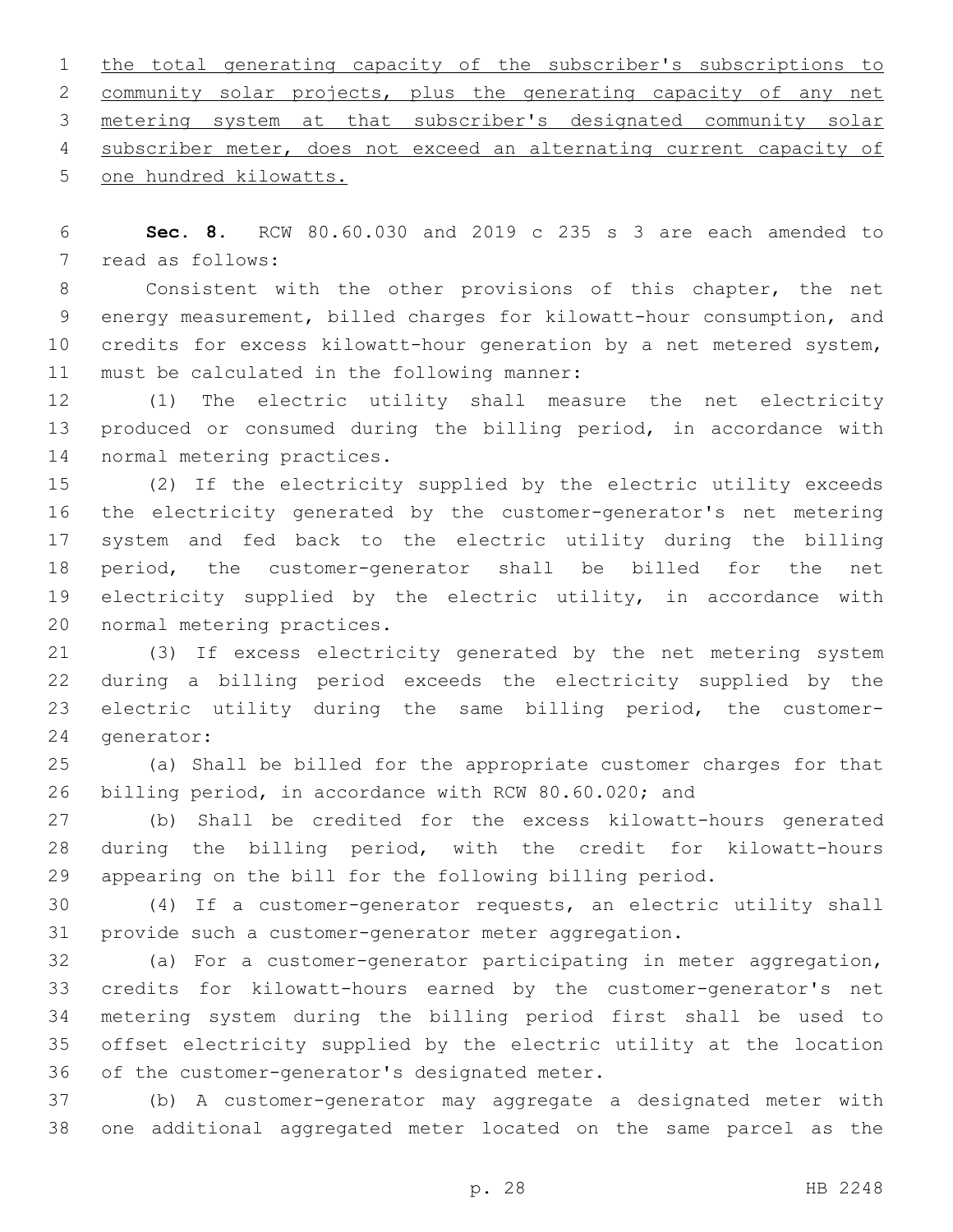the total generating capacity of the subscriber's subscriptions to community solar projects, plus the generating capacity of any net metering system at that subscriber's designated community solar subscriber meter, does not exceed an alternating current capacity of one hundred kilowatts.

**Sec. 8.** RCW 80.60.030 and 2019 c 235 s 3 are each amended to read as follows:

Consistent with the other provisions of this chapter, the net energy measurement, billed charges for kilowatt-hour consumption, and credits for excess kilowatt-hour generation by a net metered system, must be calculated in the following manner:

(1) The electric utility shall measure the net electricity produced or consumed during the billing period, in accordance with normal metering practices.

(2) If the electricity supplied by the electric utility exceeds the electricity generated by the customer-generator's net metering system and fed back to the electric utility during the billing period, the customer-generator shall be billed for the net electricity supplied by the electric utility, in accordance with normal metering practices.

(3) If excess electricity generated by the net metering system during a billing period exceeds the electricity supplied by the electric utility during the same billing period, the customer-generator:

(a) Shall be billed for the appropriate customer charges for that billing period, in accordance with RCW 80.60.020; and

(b) Shall be credited for the excess kilowatt-hours generated during the billing period, with the credit for kilowatt-hours appearing on the bill for the following billing period.

(4) If a customer-generator requests, an electric utility shall provide such a customer-generator meter aggregation.

(a) For a customer-generator participating in meter aggregation, credits for kilowatt-hours earned by the customer-generator's net metering system during the billing period first shall be used to offset electricity supplied by the electric utility at the location of the customer-generator's designated meter.

(b) A customer-generator may aggregate a designated meter with one additional aggregated meter located on the same parcel as the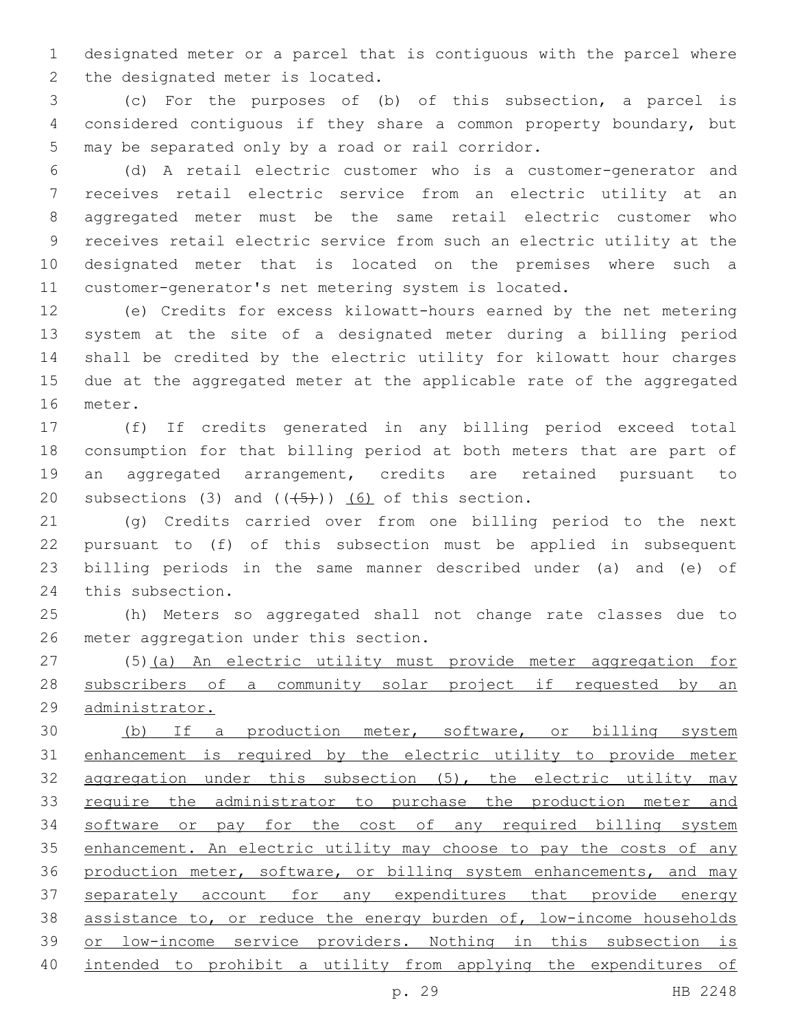designated meter or a parcel that is contiguous with the parcel where the designated meter is located.

(c) For the purposes of (b) of this subsection, a parcel is considered contiguous if they share a common property boundary, but may be separated only by a road or rail corridor.

(d) A retail electric customer who is a customer-generator and receives retail electric service from an electric utility at an aggregated meter must be the same retail electric customer who receives retail electric service from such an electric utility at the designated meter that is located on the premises where such a customer-generator's net metering system is located.

(e) Credits for excess kilowatt-hours earned by the net metering system at the site of a designated meter during a billing period shall be credited by the electric utility for kilowatt hour charges due at the aggregated meter at the applicable rate of the aggregated meter.

(f) If credits generated in any billing period exceed total consumption for that billing period at both meters that are part of an aggregated arrangement, credits are retained pursuant to subsections (3) and ((~~(5)~~)) <u>(6)</u> of this section.

(g) Credits carried over from one billing period to the next pursuant to (f) of this subsection must be applied in subsequent billing periods in the same manner described under (a) and (e) of this subsection.

(h) Meters so aggregated shall not change rate classes due to meter aggregation under this section.

(5)<u>(a) An electric utility must provide meter aggregation for subscribers of a community solar project if requested by an administrator.</u>

<u>(b) If a production meter, software, or billing system enhancement is required by the electric utility to provide meter aggregation under this subsection (5), the electric utility may require the administrator to purchase the production meter and software or pay for the cost of any required billing system enhancement. An electric utility may choose to pay the costs of any production meter, software, or billing system enhancements, and may separately account for any expenditures that provide energy assistance to, or reduce the energy burden of, low-income households or low-income service providers. Nothing in this subsection is intended to prohibit a utility from applying the expenditures of</u>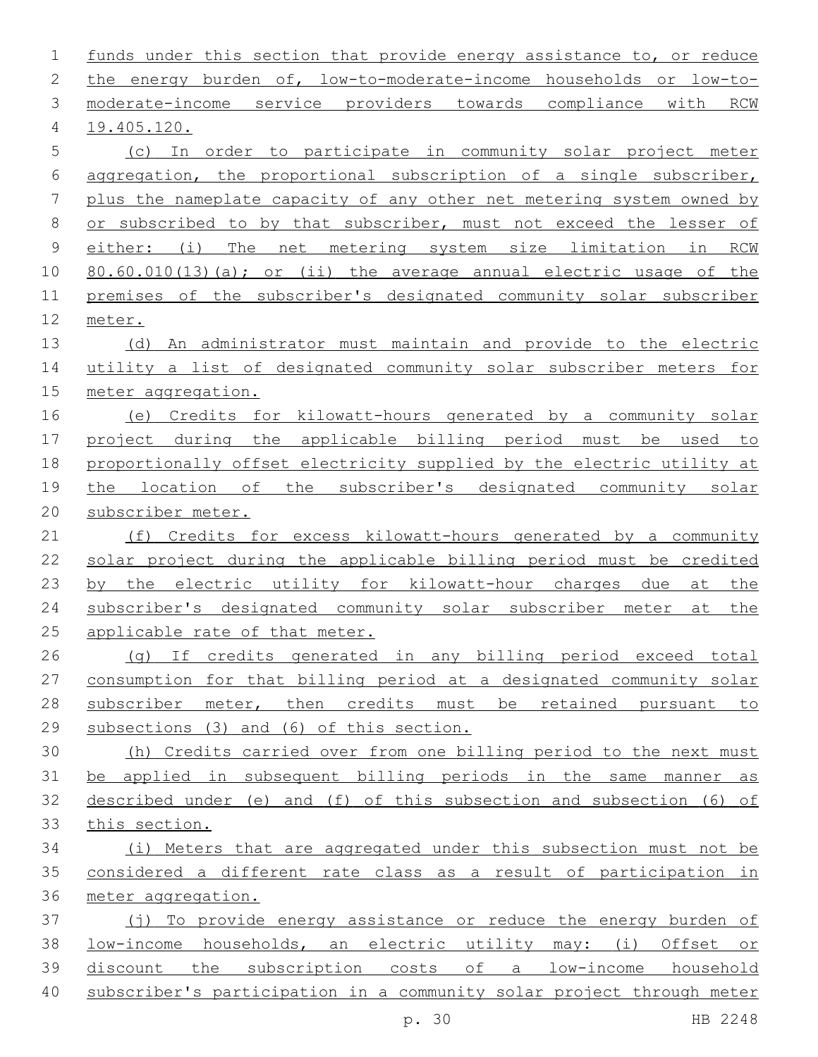funds under this section that provide energy assistance to, or reduce the energy burden of, low-to-moderate-income households or low-to-moderate-income service providers towards compliance with RCW 19.405.120.

(c) In order to participate in community solar project meter aggregation, the proportional subscription of a single subscriber, plus the nameplate capacity of any other net metering system owned by or subscribed to by that subscriber, must not exceed the lesser of either: (i) The net metering system size limitation in RCW 80.60.010(13)(a); or (ii) the average annual electric usage of the premises of the subscriber's designated community solar subscriber meter.

(d) An administrator must maintain and provide to the electric utility a list of designated community solar subscriber meters for meter aggregation.

(e) Credits for kilowatt-hours generated by a community solar project during the applicable billing period must be used to proportionally offset electricity supplied by the electric utility at the location of the subscriber's designated community solar subscriber meter.

(f) Credits for excess kilowatt-hours generated by a community solar project during the applicable billing period must be credited by the electric utility for kilowatt-hour charges due at the subscriber's designated community solar subscriber meter at the applicable rate of that meter.

(g) If credits generated in any billing period exceed total consumption for that billing period at a designated community solar subscriber meter, then credits must be retained pursuant to subsections (3) and (6) of this section.

(h) Credits carried over from one billing period to the next must be applied in subsequent billing periods in the same manner as described under (e) and (f) of this subsection and subsection (6) of this section.

(i) Meters that are aggregated under this subsection must not be considered a different rate class as a result of participation in meter aggregation.

(j) To provide energy assistance or reduce the energy burden of low-income households, an electric utility may: (i) Offset or discount the subscription costs of a low-income household subscriber's participation in a community solar project through meter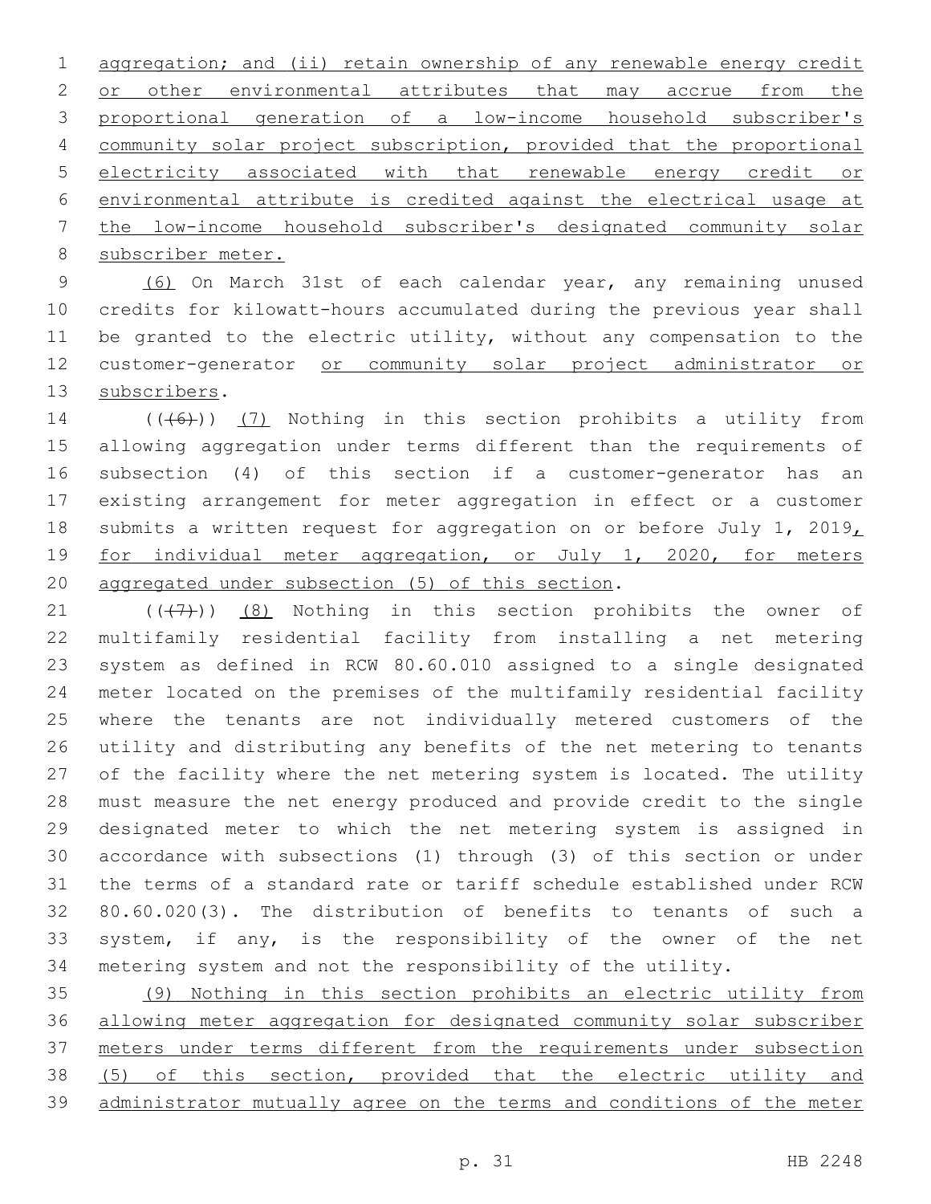aggregation; and (ii) retain ownership of any renewable energy credit or other environmental attributes that may accrue from the proportional generation of a low-income household subscriber's community solar project subscription, provided that the proportional electricity associated with that renewable energy credit or environmental attribute is credited against the electrical usage at the low-income household subscriber's designated community solar subscriber meter.

(6) On March 31st of each calendar year, any remaining unused credits for kilowatt-hours accumulated during the previous year shall be granted to the electric utility, without any compensation to the customer-generator or community solar project administrator or subscribers.

(((6))) (7) Nothing in this section prohibits a utility from allowing aggregation under terms different than the requirements of subsection (4) of this section if a customer-generator has an existing arrangement for meter aggregation in effect or a customer submits a written request for aggregation on or before July 1, 2019, for individual meter aggregation, or July 1, 2020, for meters aggregated under subsection (5) of this section.

(((7))) (8) Nothing in this section prohibits the owner of multifamily residential facility from installing a net metering system as defined in RCW 80.60.010 assigned to a single designated meter located on the premises of the multifamily residential facility where the tenants are not individually metered customers of the utility and distributing any benefits of the net metering to tenants of the facility where the net metering system is located. The utility must measure the net energy produced and provide credit to the single designated meter to which the net metering system is assigned in accordance with subsections (1) through (3) of this section or under the terms of a standard rate or tariff schedule established under RCW 80.60.020(3). The distribution of benefits to tenants of such a system, if any, is the responsibility of the owner of the net metering system and not the responsibility of the utility.

(9) Nothing in this section prohibits an electric utility from allowing meter aggregation for designated community solar subscriber meters under terms different from the requirements under subsection (5) of this section, provided that the electric utility and administrator mutually agree on the terms and conditions of the meter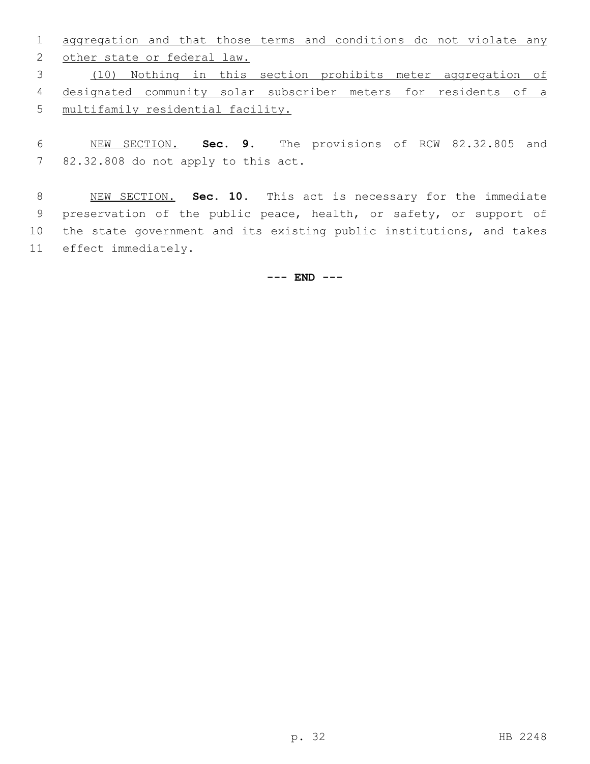aggregation and that those terms and conditions do not violate any other state or federal law.

(10) Nothing in this section prohibits meter aggregation of designated community solar subscriber meters for residents of a multifamily residential facility.

NEW SECTION. **Sec. 9.** The provisions of RCW 82.32.805 and 82.32.808 do not apply to this act.

NEW SECTION. **Sec. 10.** This act is necessary for the immediate preservation of the public peace, health, or safety, or support of the state government and its existing public institutions, and takes effect immediately.

**--- END ---**